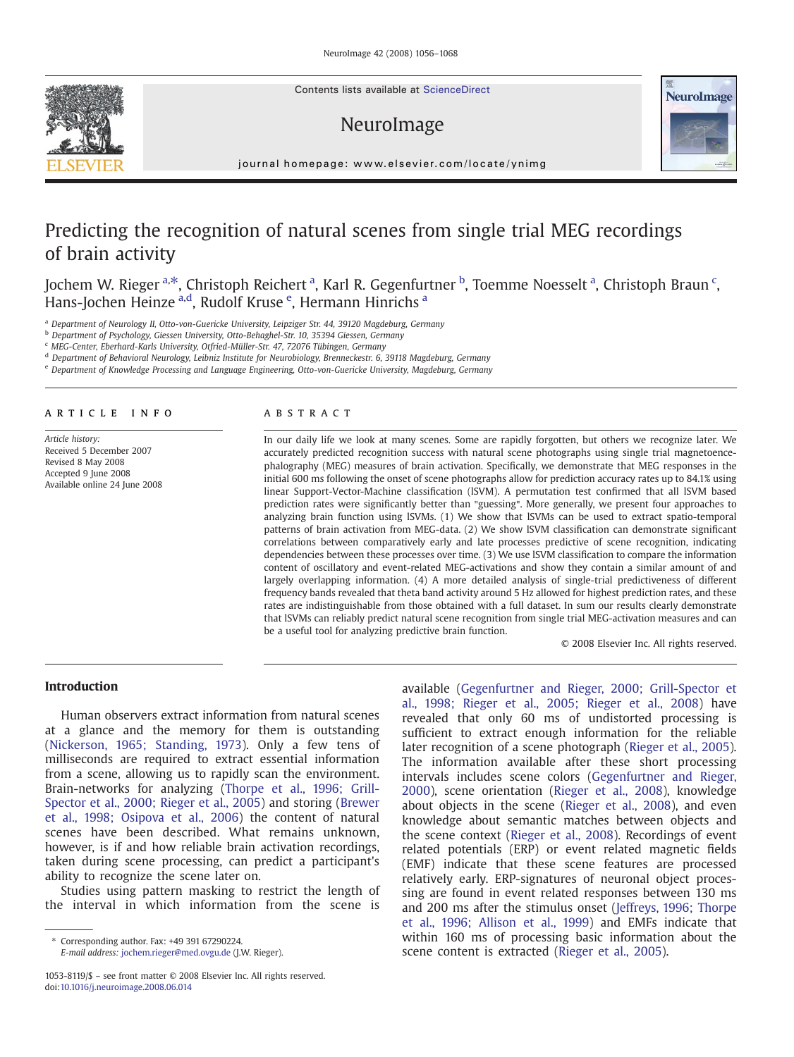# Predicting the recognition of natural scenes from single trial MEG recordings of brain activity

Jochem W. Rieger [a,*], Christoph Reichert [a], Karl R. Gegenfurtner [b], Toemme Noesselt [a], Christoph Braun [c], Hans-Jochen Heinze [a,d], Rudolf Kruse [e], Hermann Hinrichs [a]

[a] Department of Neurology II, Otto-von-Guericke University, Leipziger Str. 44, 39120 Magdeburg, Germany
[b] Department of Psychology, Giessen University, Otto-Behaghel-Str. 10, 35394 Giessen, Germany
[c] MEG-Center, Eberhard-Karls University, Otfried-Müller-Str. 47, 72076 Tübingen, Germany
[d] Department of Behavioral Neurology, Leibniz Institute for Neurobiology, Brenneckestr. 6, 39118 Magdeburg, Germany
[e] Department of Knowledge Processing and Language Engineering, Otto-von-Guericke University, Magdeburg, Germany

## ARTICLE INFO

*Article history:*
Received 5 December 2007
Revised 8 May 2008
Accepted 9 June 2008
Available online 24 June 2008

## ABSTRACT

In our daily life we look at many scenes. Some are rapidly forgotten, but others we recognize later. We accurately predicted recognition success with natural scene photographs using single trial magnetoencephalography (MEG) measures of brain activation. Specifically, we demonstrate that MEG responses in the initial 600 ms following the onset of scene photographs allow for prediction accuracy rates up to 84.1% using linear Support-Vector-Machine classification (lSVM). A permutation test confirmed that all lSVM based prediction rates were significantly better than "guessing". More generally, we present four approaches to analyzing brain function using lSVMs. (1) We show that lSVMs can be used to extract spatio-temporal patterns of brain activation from MEG-data. (2) We show lSVM classification can demonstrate significant correlations between comparatively early and late processes predictive of scene recognition, indicating dependencies between these processes over time. (3) We use lSVM classification to compare the information content of oscillatory and event-related MEG-activations and show they contain a similar amount of and largely overlapping information. (4) A more detailed analysis of single-trial predictiveness of different frequency bands revealed that theta band activity around 5 Hz allowed for highest prediction rates, and these rates are indistinguishable from those obtained with a full dataset. In sum our results clearly demonstrate that lSVMs can reliably predict natural scene recognition from single trial MEG-activation measures and can be a useful tool for analyzing predictive brain function.

© 2008 Elsevier Inc. All rights reserved.

## Introduction

Human observers extract information from natural scenes at a glance and the memory for them is outstanding (Nickerson, 1965; Standing, 1973). Only a few tens of milliseconds are required to extract essential information from a scene, allowing us to rapidly scan the environment. Brain-networks for analyzing (Thorpe et al., 1996; Grill-Spector et al., 2000; Rieger et al., 2005) and storing (Brewer et al., 1998; Osipova et al., 2006) the content of natural scenes have been described. What remains unknown, however, is if and how reliable brain activation recordings, taken during scene processing, can predict a participant's ability to recognize the scene later on.

Studies using pattern masking to restrict the length of the interval in which information from the scene is available (Gegenfurtner and Rieger, 2000; Grill-Spector et al., 1998; Rieger et al., 2005; Rieger et al., 2008) have revealed that only 60 ms of undistorted processing is sufficient to extract enough information for the reliable later recognition of a scene photograph (Rieger et al., 2005). The information available after these short processing intervals includes scene colors (Gegenfurtner and Rieger, 2000), scene orientation (Rieger et al., 2008), knowledge about objects in the scene (Rieger et al., 2008), and even knowledge about semantic matches between objects and the scene context (Rieger et al., 2008). Recordings of event related potentials (ERP) or event related magnetic fields (EMF) indicate that these scene features are processed relatively early. ERP-signatures of neuronal object processing are found in event related responses between 130 ms and 200 ms after the stimulus onset (Jeffreys, 1996; Thorpe et al., 1996; Allison et al., 1999) and EMFs indicate that within 160 ms of processing basic information about the scene content is extracted (Rieger et al., 2005).

\* Corresponding author. Fax: +49 391 67290224.
*E-mail address:* jochem.rieger@med.ovgu.de (J.W. Rieger).

1053-8119/$ – see front matter © 2008 Elsevier Inc. All rights reserved.
doi:10.1016/j.neuroimage.2008.06.014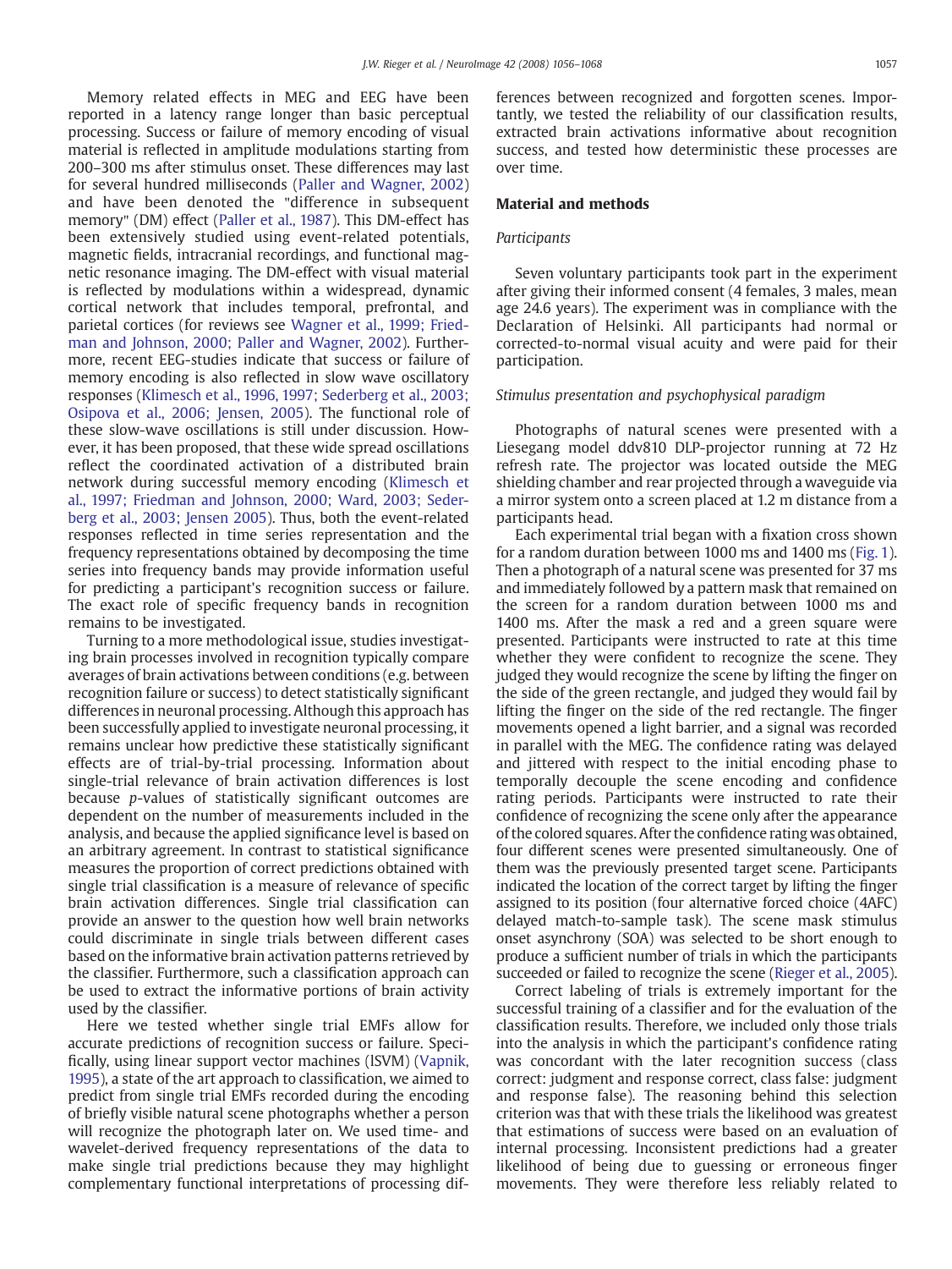Memory related effects in MEG and EEG have been reported in a latency range longer than basic perceptual processing. Success or failure of memory encoding of visual material is reflected in amplitude modulations starting from 200–300 ms after stimulus onset. These differences may last for several hundred milliseconds (Paller and Wagner, 2002) and have been denoted the "difference in subsequent memory" (DM) effect (Paller et al., 1987). This DM-effect has been extensively studied using event-related potentials, magnetic fields, intracranial recordings, and functional magnetic resonance imaging. The DM-effect with visual material is reflected by modulations within a widespread, dynamic cortical network that includes temporal, prefrontal, and parietal cortices (for reviews see Wagner et al., 1999; Friedman and Johnson, 2000; Paller and Wagner, 2002). Furthermore, recent EEG-studies indicate that success or failure of memory encoding is also reflected in slow wave oscillatory responses (Klimesch et al., 1996, 1997; Sederberg et al., 2003; Osipova et al., 2006; Jensen, 2005). The functional role of these slow-wave oscillations is still under discussion. However, it has been proposed, that these wide spread oscillations reflect the coordinated activation of a distributed brain network during successful memory encoding (Klimesch et al., 1997; Friedman and Johnson, 2000; Ward, 2003; Sederberg et al., 2003; Jensen 2005). Thus, both the event-related responses reflected in time series representation and the frequency representations obtained by decomposing the time series into frequency bands may provide information useful for predicting a participant's recognition success or failure. The exact role of specific frequency bands in recognition remains to be investigated.

Turning to a more methodological issue, studies investigating brain processes involved in recognition typically compare averages of brain activations between conditions (e.g. between recognition failure or success) to detect statistically significant differences in neuronal processing. Although this approach has been successfully applied to investigate neuronal processing, it remains unclear how predictive these statistically significant effects are of trial-by-trial processing. Information about single-trial relevance of brain activation differences is lost because *p*-values of statistically significant outcomes are dependent on the number of measurements included in the analysis, and because the applied significance level is based on an arbitrary agreement. In contrast to statistical significance measures the proportion of correct predictions obtained with single trial classification is a measure of relevance of specific brain activation differences. Single trial classification can provide an answer to the question how well brain networks could discriminate in single trials between different cases based on the informative brain activation patterns retrieved by the classifier. Furthermore, such a classification approach can be used to extract the informative portions of brain activity used by the classifier.

Here we tested whether single trial EMFs allow for accurate predictions of recognition success or failure. Specifically, using linear support vector machines (lSVM) (Vapnik, 1995), a state of the art approach to classification, we aimed to predict from single trial EMFs recorded during the encoding of briefly visible natural scene photographs whether a person will recognize the photograph later on. We used time- and wavelet-derived frequency representations of the data to make single trial predictions because they may highlight complementary functional interpretations of processing differences between recognized and forgotten scenes. Importantly, we tested the reliability of our classification results, extracted brain activations informative about recognition success, and tested how deterministic these processes are over time.

## Material and methods

### *Participants*

Seven voluntary participants took part in the experiment after giving their informed consent (4 females, 3 males, mean age 24.6 years). The experiment was in compliance with the Declaration of Helsinki. All participants had normal or corrected-to-normal visual acuity and were paid for their participation.

### *Stimulus presentation and psychophysical paradigm*

Photographs of natural scenes were presented with a Liesegang model ddv810 DLP-projector running at 72 Hz refresh rate. The projector was located outside the MEG shielding chamber and rear projected through a waveguide via a mirror system onto a screen placed at 1.2 m distance from a participants head.

Each experimental trial began with a fixation cross shown for a random duration between 1000 ms and 1400 ms (Fig. 1). Then a photograph of a natural scene was presented for 37 ms and immediately followed by a pattern mask that remained on the screen for a random duration between 1000 ms and 1400 ms. After the mask a red and a green square were presented. Participants were instructed to rate at this time whether they were confident to recognize the scene. They judged they would recognize the scene by lifting the finger on the side of the green rectangle, and judged they would fail by lifting the finger on the side of the red rectangle. The finger movements opened a light barrier, and a signal was recorded in parallel with the MEG. The confidence rating was delayed and jittered with respect to the initial encoding phase to temporally decouple the scene encoding and confidence rating periods. Participants were instructed to rate their confidence of recognizing the scene only after the appearance of the colored squares. After the confidence rating was obtained, four different scenes were presented simultaneously. One of them was the previously presented target scene. Participants indicated the location of the correct target by lifting the finger assigned to its position (four alternative forced choice (4AFC) delayed match-to-sample task). The scene mask stimulus onset asynchrony (SOA) was selected to be short enough to produce a sufficient number of trials in which the participants succeeded or failed to recognize the scene (Rieger et al., 2005).

Correct labeling of trials is extremely important for the successful training of a classifier and for the evaluation of the classification results. Therefore, we included only those trials into the analysis in which the participant's confidence rating was concordant with the later recognition success (class correct: judgment and response correct, class false: judgment and response false). The reasoning behind this selection criterion was that with these trials the likelihood was greatest that estimations of success were based on an evaluation of internal processing. Inconsistent predictions had a greater likelihood of being due to guessing or erroneous finger movements. They were therefore less reliably related to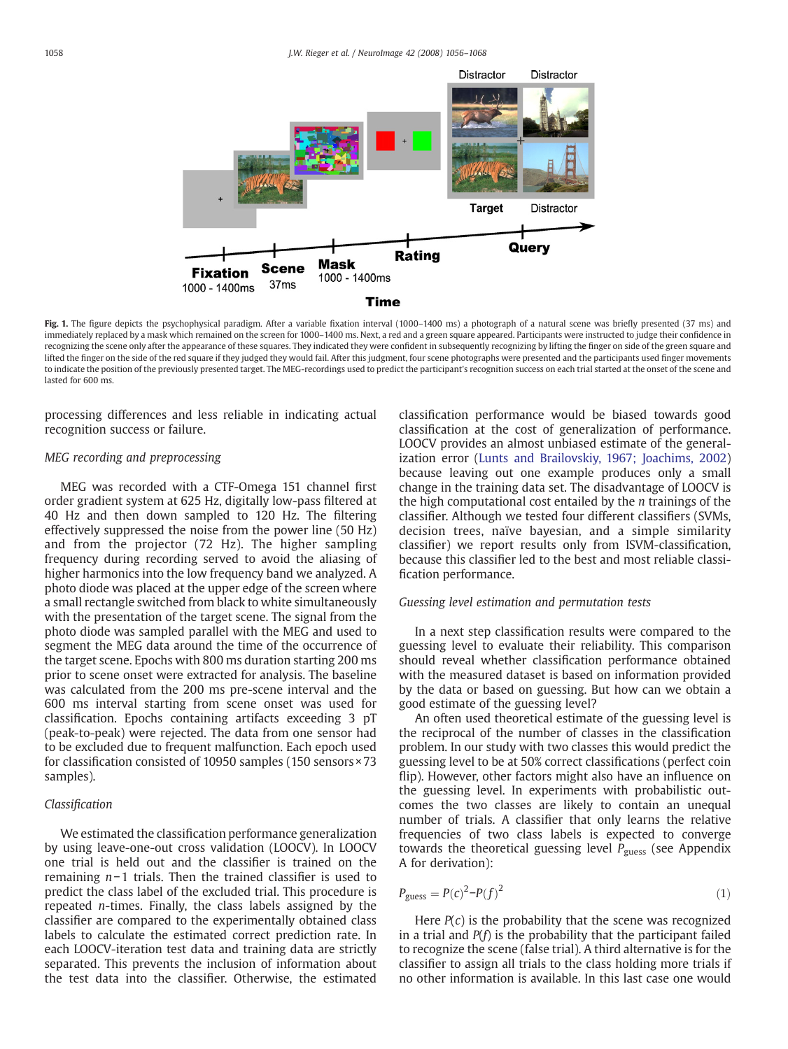Distractor
Distractor
Target
Distractor
Fixation
1000 - 1400ms
Scene
37ms
Mask
1000 - 1400ms
Rating
Query
Time

**Fig. 1.** The figure depicts the psychophysical paradigm. After a variable fixation interval (1000–1400 ms) a photograph of a natural scene was briefly presented (37 ms) and immediately replaced by a mask which remained on the screen for 1000–1400 ms. Next, a red and a green square appeared. Participants were instructed to judge their confidence in recognizing the scene only after the appearance of these squares. They indicated they were confident in subsequently recognizing by lifting the finger on side of the green square and lifted the finger on the side of the red square if they judged they would fail. After this judgment, four scene photographs were presented and the participants used finger movements to indicate the position of the previously presented target. The MEG-recordings used to predict the participant's recognition success on each trial started at the onset of the scene and lasted for 600 ms.

processing differences and less reliable in indicating actual recognition success or failure.

### *MEG recording and preprocessing*

MEG was recorded with a CTF-Omega 151 channel first order gradient system at 625 Hz, digitally low-pass filtered at 40 Hz and then down sampled to 120 Hz. The filtering effectively suppressed the noise from the power line (50 Hz) and from the projector (72 Hz). The higher sampling frequency during recording served to avoid the aliasing of higher harmonics into the low frequency band we analyzed. A photo diode was placed at the upper edge of the screen where a small rectangle switched from black to white simultaneously with the presentation of the target scene. The signal from the photo diode was sampled parallel with the MEG and used to segment the MEG data around the time of the occurrence of the target scene. Epochs with 800 ms duration starting 200 ms prior to scene onset were extracted for analysis. The baseline was calculated from the 200 ms pre-scene interval and the 600 ms interval starting from scene onset was used for classification. Epochs containing artifacts exceeding 3 pT (peak-to-peak) were rejected. The data from one sensor had to be excluded due to frequent malfunction. Each epoch used for classification consisted of 10950 samples (150 sensors × 73 samples).

### *Classification*

We estimated the classification performance generalization by using leave-one-out cross validation (LOOCV). In LOOCV one trial is held out and the classifier is trained on the remaining $n-1$ trials. Then the trained classifier is used to predict the class label of the excluded trial. This procedure is repeated $n$-times. Finally, the class labels assigned by the classifier are compared to the experimentally obtained class labels to calculate the estimated correct prediction rate. In each LOOCV-iteration test data and training data are strictly separated. This prevents the inclusion of information about the test data into the classifier. Otherwise, the estimated classification performance would be biased towards good classification at the cost of generalization of performance. LOOCV provides an almost unbiased estimate of the generalization error (Lunts and Brailovskiy, 1967; Joachims, 2002) because leaving out one example produces only a small change in the training data set. The disadvantage of LOOCV is the high computational cost entailed by the $n$ trainings of the classifier. Although we tested four different classifiers (SVMs, decision trees, naïve bayesian, and a simple similarity classifier) we report results only from lSVM-classification, because this classifier led to the best and most reliable classification performance.

### *Guessing level estimation and permutation tests*

In a next step classification results were compared to the guessing level to evaluate their reliability. This comparison should reveal whether classification performance obtained with the measured dataset is based on information provided by the data or based on guessing. But how can we obtain a good estimate of the guessing level?

An often used theoretical estimate of the guessing level is the reciprocal of the number of classes in the classification problem. In our study with two classes this would predict the guessing level to be at 50% correct classifications (perfect coin flip). However, other factors might also have an influence on the guessing level. In experiments with probabilistic outcomes the two classes are likely to contain an unequal number of trials. A classifier that only learns the relative frequencies of two class labels is expected to converge towards the theoretical guessing level $P_{\text{guess}}$ (see Appendix A for derivation):

$$P_{\text{guess}} = P(c)^2 - P(f)^2 \tag{1}$$

Here $P(c)$ is the probability that the scene was recognized in a trial and $P(f)$ is the probability that the participant failed to recognize the scene (false trial). A third alternative is for the classifier to assign all trials to the class holding more trials if no other information is available. In this last case one would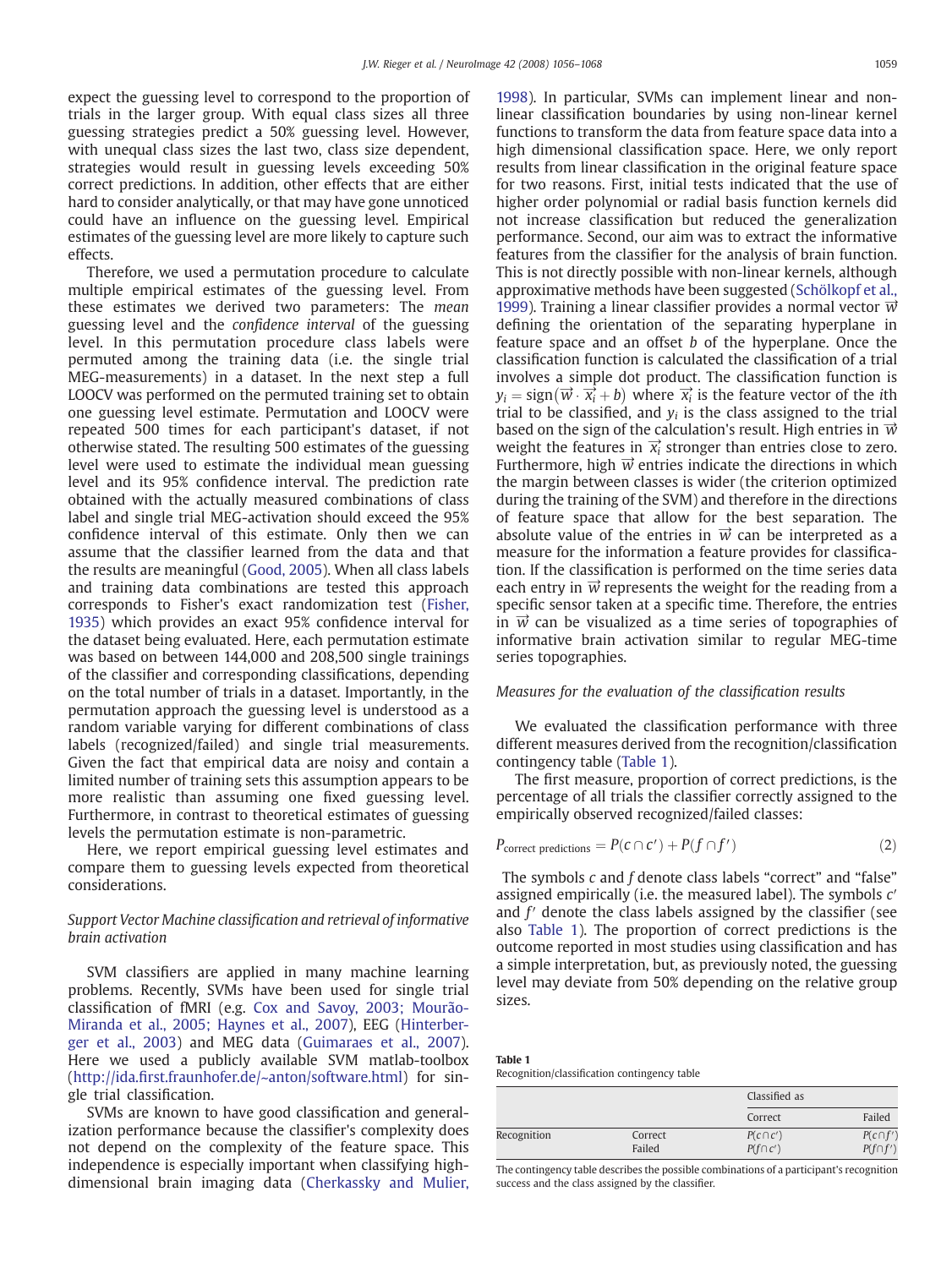expect the guessing level to correspond to the proportion of trials in the larger group. With equal class sizes all three guessing strategies predict a 50% guessing level. However, with unequal class sizes the last two, class size dependent, strategies would result in guessing levels exceeding 50% correct predictions. In addition, other effects that are either hard to consider analytically, or that may have gone unnoticed could have an influence on the guessing level. Empirical estimates of the guessing level are more likely to capture such effects.

Therefore, we used a permutation procedure to calculate multiple empirical estimates of the guessing level. From these estimates we derived two parameters: The *mean* guessing level and the *confidence interval* of the guessing level. In this permutation procedure class labels were permuted among the training data (i.e. the single trial MEG-measurements) in a dataset. In the next step a full LOOCV was performed on the permuted training set to obtain one guessing level estimate. Permutation and LOOCV were repeated 500 times for each participant's dataset, if not otherwise stated. The resulting 500 estimates of the guessing level were used to estimate the individual mean guessing level and its 95% confidence interval. The prediction rate obtained with the actually measured combinations of class label and single trial MEG-activation should exceed the 95% confidence interval of this estimate. Only then we can assume that the classifier learned from the data and that the results are meaningful (Good, 2005). When all class labels and training data combinations are tested this approach corresponds to Fisher's exact randomization test (Fisher, 1935) which provides an exact 95% confidence interval for the dataset being evaluated. Here, each permutation estimate was based on between 144,000 and 208,500 single trainings of the classifier and corresponding classifications, depending on the total number of trials in a dataset. Importantly, in the permutation approach the guessing level is understood as a random variable varying for different combinations of class labels (recognized/failed) and single trial measurements. Given the fact that empirical data are noisy and contain a limited number of training sets this assumption appears to be more realistic than assuming one fixed guessing level. Furthermore, in contrast to theoretical estimates of guessing levels the permutation estimate is non-parametric.

Here, we report empirical guessing level estimates and compare them to guessing levels expected from theoretical considerations.

### *Support Vector Machine classification and retrieval of informative brain activation*

SVM classifiers are applied in many machine learning problems. Recently, SVMs have been used for single trial classification of fMRI (e.g. Cox and Savoy, 2003; Mourão-Miranda et al., 2005; Haynes et al., 2007), EEG (Hinterberger et al., 2003) and MEG data (Guimaraes et al., 2007). Here we used a publicly available SVM matlab-toolbox (http://ida.first.fraunhofer.de/~anton/software.html) for single trial classification.

SVMs are known to have good classification and generalization performance because the classifier's complexity does not depend on the complexity of the feature space. This independence is especially important when classifying high-dimensional brain imaging data (Cherkassky and Mulier, 1998). In particular, SVMs can implement linear and non-linear classification boundaries by using non-linear kernel functions to transform the data from feature space data into a high dimensional classification space. Here, we only report results from linear classification in the original feature space for two reasons. First, initial tests indicated that the use of higher order polynomial or radial basis function kernels did not increase classification but reduced the generalization performance. Second, our aim was to extract the informative features from the classifier for the analysis of brain function. This is not directly possible with non-linear kernels, although approximative methods have been suggested (Schölkopf et al., 1999). Training a linear classifier provides a normal vector $\vec{w}$ defining the orientation of the separating hyperplane in feature space and an offset $b$ of the hyperplane. Once the classification function is calculated the classification of a trial involves a simple dot product. The classification function is $y_i = \text{sign}(\vec{w} \cdot \vec{x_i} + b)$ where $\vec{x_i}$ is the feature vector of the $i$th trial to be classified, and $y_i$ is the class assigned to the trial based on the sign of the calculation's result. High entries in $\vec{w}$ weight the features in $\vec{x_i}$ stronger than entries close to zero. Furthermore, high $\vec{w}$ entries indicate the directions in which the margin between classes is wider (the criterion optimized during the training of the SVM) and therefore in the directions of feature space that allow for the best separation. The absolute value of the entries in $\vec{w}$ can be interpreted as a measure for the information a feature provides for classification. If the classification is performed on the time series data each entry in $\vec{w}$ represents the weight for the reading from a specific sensor taken at a specific time. Therefore, the entries in $\vec{w}$ can be visualized as a time series of topographies of informative brain activation similar to regular MEG-time series topographies.

### *Measures for the evaluation of the classification results*

We evaluated the classification performance with three different measures derived from the recognition/classification contingency table (Table 1).

The first measure, proportion of correct predictions, is the percentage of all trials the classifier correctly assigned to the empirically observed recognized/failed classes:

$$P_{\text{correct predictions}} = P(c \cap c') + P(f \cap f') \tag{2}$$

The symbols $c$ and $f$ denote class labels "correct" and "false" assigned empirically (i.e. the measured label). The symbols $c'$ and $f'$ denote the class labels assigned by the classifier (see also Table 1). The proportion of correct predictions is the outcome reported in most studies using classification and has a simple interpretation, but, as previously noted, the guessing level may deviate from 50% depending on the relative group sizes.

**Table 1**
Recognition/classification contingency table

| | | Classified as | |
|---|---|---|---|
| | | Correct | Failed |
| Recognition | Correct | $P(c \cap c')$ | $P(c \cap f')$ |
| | Failed | $P(f \cap c')$ | $P(f \cap f')$ |

The contingency table describes the possible combinations of a participant's recognition success and the class assigned by the classifier.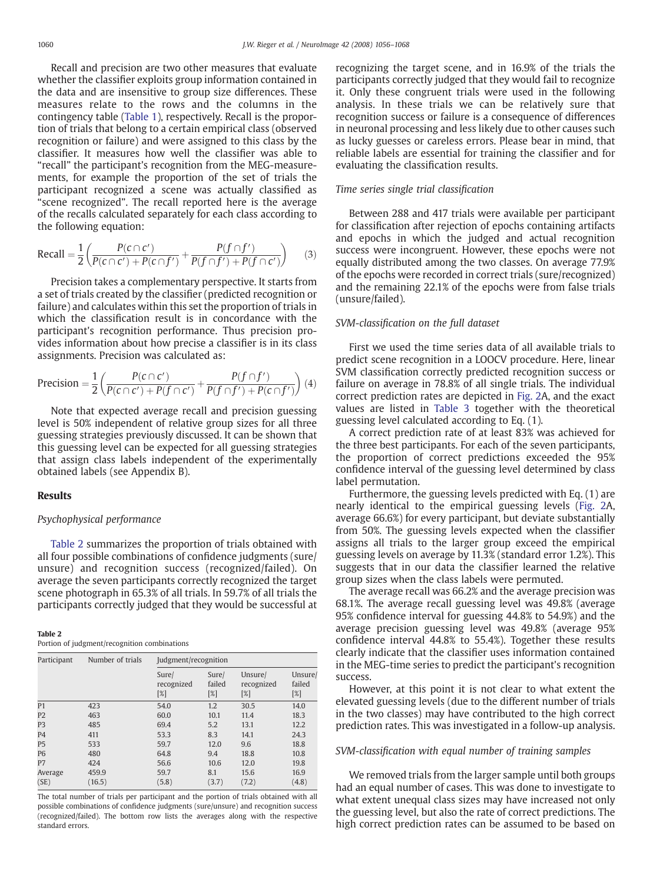Recall and precision are two other measures that evaluate whether the classifier exploits group information contained in the data and are insensitive to group size differences. These measures relate to the rows and the columns in the contingency table (Table 1), respectively. Recall is the proportion of trials that belong to a certain empirical class (observed recognition or failure) and were assigned to this class by the classifier. It measures how well the classifier was able to "recall" the participant's recognition from the MEG-measurements, for example the proportion of the set of trials the participant recognized a scene was actually classified as "scene recognized". The recall reported here is the average of the recalls calculated separately for each class according to the following equation:

$$\text{Recall} = \frac{1}{2}\left(\frac{P(c \cap c')}{P(c \cap c') + P(c \cap f')} + \frac{P(f \cap f')}{P(f \cap f') + P(f \cap c')}\right) \quad (3)$$

Precision takes a complementary perspective. It starts from a set of trials created by the classifier (predicted recognition or failure) and calculates within this set the proportion of trials in which the classification result is in concordance with the participant's recognition performance. Thus precision provides information about how precise a classifier is in its class assignments. Precision was calculated as:

$$\text{Precision} = \frac{1}{2}\left(\frac{P(c \cap c')}{P(c \cap c') + P(f \cap c')} + \frac{P(f \cap f')}{P(f \cap f') + P(c \cap f')}\right) \quad (4)$$

Note that expected average recall and precision guessing level is 50% independent of relative group sizes for all three guessing strategies previously discussed. It can be shown that this guessing level can be expected for all guessing strategies that assign class labels independent of the experimentally obtained labels (see Appendix B).

## Results

### Psychophysical performance

Table 2 summarizes the proportion of trials obtained with all four possible combinations of confidence judgments (sure/unsure) and recognition success (recognized/failed). On average the seven participants correctly recognized the target scene photograph in 65.3% of all trials. In 59.7% of all trials the participants correctly judged that they would be successful at recognizing the target scene, and in 16.9% of the trials the participants correctly judged that they would fail to recognize it. Only these congruent trials were used in the following analysis. In these trials we can be relatively sure that recognition success or failure is a consequence of differences in neuronal processing and less likely due to other causes such as lucky guesses or careless errors. Please bear in mind, that reliable labels are essential for training the classifier and for evaluating the classification results.

**Table 2**
Portion of judgment/recognition combinations

| Participant | Number of trials | Judgment/recognition | | | |
|---|---|---|---|---|---|
| | | Sure/ recognized [%] | Sure/ failed [%] | Unsure/ recognized [%] | Unsure/ failed [%] |
| P1 | 423 | 54.0 | 1.2 | 30.5 | 14.0 |
| P2 | 463 | 60.0 | 10.1 | 11.4 | 18.3 |
| P3 | 485 | 69.4 | 5.2 | 13.1 | 12.2 |
| P4 | 411 | 53.3 | 8.3 | 14.1 | 24.3 |
| P5 | 533 | 59.7 | 12.0 | 9.6 | 18.8 |
| P6 | 480 | 64.8 | 9.4 | 18.8 | 10.8 |
| P7 | 424 | 56.6 | 10.6 | 12.0 | 19.8 |
| Average | 459.9 | 59.7 | 8.1 | 15.6 | 16.9 |
| (SE) | (16.5) | (5.8) | (3.7) | (7.2) | (4.8) |

The total number of trials per participant and the portion of trials obtained with all possible combinations of confidence judgments (sure/unsure) and recognition success (recognized/failed). The bottom row lists the averages along with the respective standard errors.

### Time series single trial classification

Between 288 and 417 trials were available per participant for classification after rejection of epochs containing artifacts and epochs in which the judged and actual recognition success were incongruent. However, these epochs were not equally distributed among the two classes. On average 77.9% of the epochs were recorded in correct trials (sure/recognized) and the remaining 22.1% of the epochs were from false trials (unsure/failed).

### SVM-classification on the full dataset

First we used the time series data of all available trials to predict scene recognition in a LOOCV procedure. Here, linear SVM classification correctly predicted recognition success or failure on average in 78.8% of all single trials. The individual correct prediction rates are depicted in Fig. 2A, and the exact values are listed in Table 3 together with the theoretical guessing level calculated according to Eq. (1).

A correct prediction rate of at least 83% was achieved for the three best participants. For each of the seven participants, the proportion of correct predictions exceeded the 95% confidence interval of the guessing level determined by class label permutation.

Furthermore, the guessing levels predicted with Eq. (1) are nearly identical to the empirical guessing levels (Fig. 2A, average 66.6%) for every participant, but deviate substantially from 50%. The guessing levels expected when the classifier assigns all trials to the larger group exceed the empirical guessing levels on average by 11.3% (standard error 1.2%). This suggests that in our data the classifier learned the relative group sizes when the class labels were permuted.

The average recall was 66.2% and the average precision was 68.1%. The average recall guessing level was 49.8% (average 95% confidence interval for guessing 44.8% to 54.9%) and the average precision guessing level was 49.8% (average 95% confidence interval 44.8% to 55.4%). Together these results clearly indicate that the classifier uses information contained in the MEG-time series to predict the participant's recognition success.

However, at this point it is not clear to what extent the elevated guessing levels (due to the different number of trials in the two classes) may have contributed to the high correct prediction rates. This was investigated in a follow-up analysis.

### SVM-classification with equal number of training samples

We removed trials from the larger sample until both groups had an equal number of cases. This was done to investigate to what extent unequal class sizes may have increased not only the guessing level, but also the rate of correct predictions. The high correct prediction rates can be assumed to be based on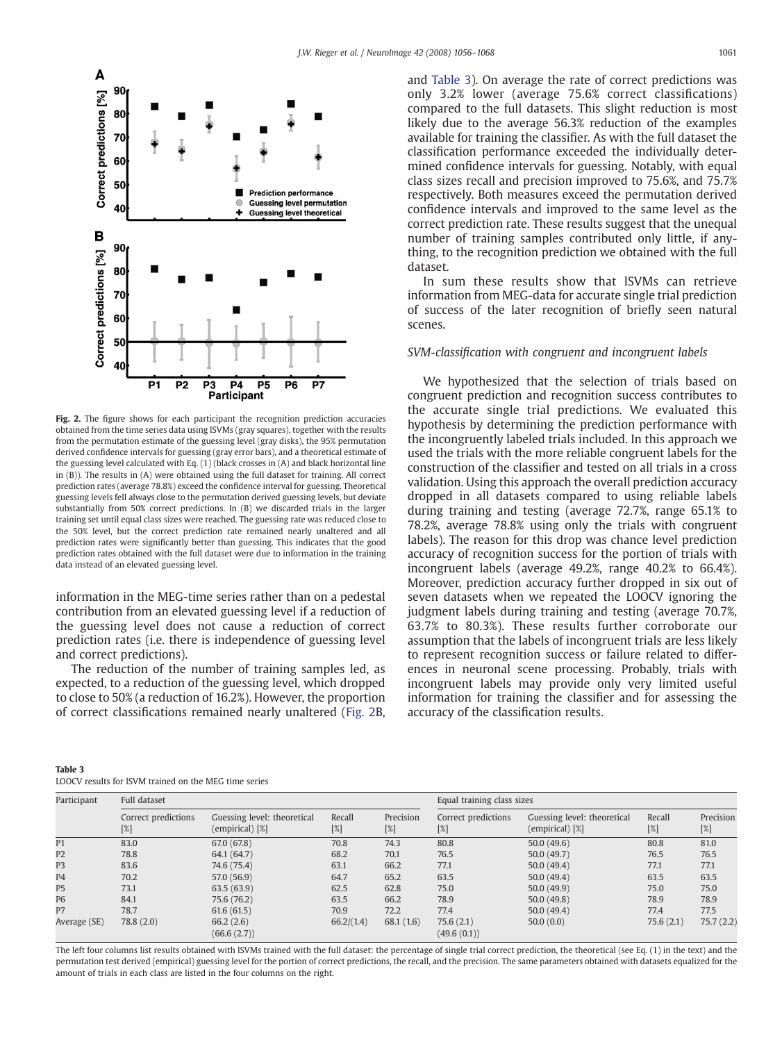A

Correct predictions [%]

90
80
70
60
50
40

Prediction performance
Guessing level permutation
Guessing level theoretical

B

Correct predictions [%]

90
80
70
60
50
40

P1 P2 P3 P4 P5 P6 P7
Participant

**Fig. 2.** The figure shows for each participant the recognition prediction accuracies obtained from the time series data using lSVMs (gray squares), together with the results from the permutation estimate of the guessing level (gray disks), the 95% permutation derived confidence intervals for guessing (gray error bars), and a theoretical estimate of the guessing level calculated with Eq. (1) (black crosses in (A) and black horizontal line in (B)). The results in (A) were obtained using the full dataset for training. All correct prediction rates (average 78.8%) exceed the confidence interval for guessing. Theoretical guessing levels fell always close to the permutation derived guessing levels, but deviate substantially from 50% correct predictions. In (B) we discarded trials in the larger training set until equal class sizes were reached. The guessing rate was reduced close to the 50% level, but the correct prediction rate remained nearly unaltered and all prediction rates were significantly better than guessing. This indicates that the good prediction rates obtained with the full dataset were due to information in the training data instead of an elevated guessing level.

information in the MEG-time series rather than on a pedestal contribution from an elevated guessing level if a reduction of the guessing level does not cause a reduction of correct prediction rates (i.e. there is independence of guessing level and correct predictions).

The reduction of the number of training samples led, as expected, to a reduction of the guessing level, which dropped to close to 50% (a reduction of 16.2%). However, the proportion of correct classifications remained nearly unaltered (Fig. 2B, and Table 3). On average the rate of correct predictions was only 3.2% lower (average 75.6% correct classifications) compared to the full datasets. This slight reduction is most likely due to the average 56.3% reduction of the examples available for training the classifier. As with the full dataset the classification performance exceeded the individually determined confidence intervals for guessing. Notably, with equal class sizes recall and precision improved to 75.6%, and 75.7% respectively. Both measures exceed the permutation derived confidence intervals and improved to the same level as the correct prediction rate. These results suggest that the unequal number of training samples contributed only little, if anything, to the recognition prediction we obtained with the full dataset.

In sum these results show that lSVMs can retrieve information from MEG-data for accurate single trial prediction of success of the later recognition of briefly seen natural scenes.

### *SVM-classification with congruent and incongruent labels*

We hypothesized that the selection of trials based on congruent prediction and recognition success contributes to the accurate single trial predictions. We evaluated this hypothesis by determining the prediction performance with the incongruently labeled trials included. In this approach we used the trials with the more reliable congruent labels for the construction of the classifier and tested on all trials in a cross validation. Using this approach the overall prediction accuracy dropped in all datasets compared to using reliable labels during training and testing (average 72.7%, range 65.1% to 78.2%, average 78.8% using only the trials with congruent labels). The reason for this drop was chance level prediction accuracy of recognition success for the portion of trials with incongruent labels (average 49.2%, range 40.2% to 66.4%). Moreover, prediction accuracy further dropped in six out of seven datasets when we repeated the LOOCV ignoring the judgment labels during training and testing (average 70.7%, 63.7% to 80.3%). These results further corroborate our assumption that the labels of incongruent trials are less likely to represent recognition success or failure related to differences in neuronal scene processing. Probably, trials with incongruent labels may provide only very limited useful information for training the classifier and for assessing the accuracy of the classification results.

**Table 3**
LOOCV results for lSVM trained on the MEG time series

| Participant | Full dataset | | | | Equal training class sizes | | | |
|---|---|---|---|---|---|---|---|---|
| | Correct predictions [%] | Guessing level: theoretical (empirical) [%] | Recall [%] | Precision [%] | Correct predictions [%] | Guessing level: theoretical (empirical) [%] | Recall [%] | Precision [%] |
| P1 | 83.0 | 67.0 (67.8) | 70.8 | 74.3 | 80.8 | 50.0 (49.6) | 80.8 | 81.0 |
| P2 | 78.8 | 64.1 (64.7) | 68.2 | 70.1 | 76.5 | 50.0 (49.7) | 76.5 | 76.5 |
| P3 | 83.6 | 74.6 (75.4) | 63.1 | 66.2 | 77.1 | 50.0 (49.4) | 77.1 | 77.1 |
| P4 | 70.2 | 57.0 (56.9) | 64.7 | 65.2 | 63.5 | 50.0 (49.4) | 63.5 | 63.5 |
| P5 | 73.1 | 63.5 (63.9) | 62.5 | 62.8 | 75.0 | 50.0 (49.9) | 75.0 | 75.0 |
| P6 | 84.1 | 75.6 (76.2) | 63.5 | 66.2 | 78.9 | 50.0 (49.8) | 78.9 | 78.9 |
| P7 | 78.7 | 61.6 (61.5) | 70.9 | 72.2 | 77.4 | 50.0 (49.4) | 77.4 | 77.5 |
| Average (SE) | 78.8 (2.0) | 66.2 (2.6) (66.6 (2.7)) | 66.2/(1.4) | 68.1 (1.6) | 75.6 (2.1) (49.6 (0.1)) | 50.0 (0.0) | 75.6 (2.1) | 75.7 (2.2) |

The left four columns list results obtained with lSVMs trained with the full dataset: the percentage of single trial correct prediction, the theoretical (see Eq. (1) in the text) and the permutation test derived (empirical) guessing level for the portion of correct predictions, the recall, and the precision. The same parameters obtained with datasets equalized for the amount of trials in each class are listed in the four columns on the right.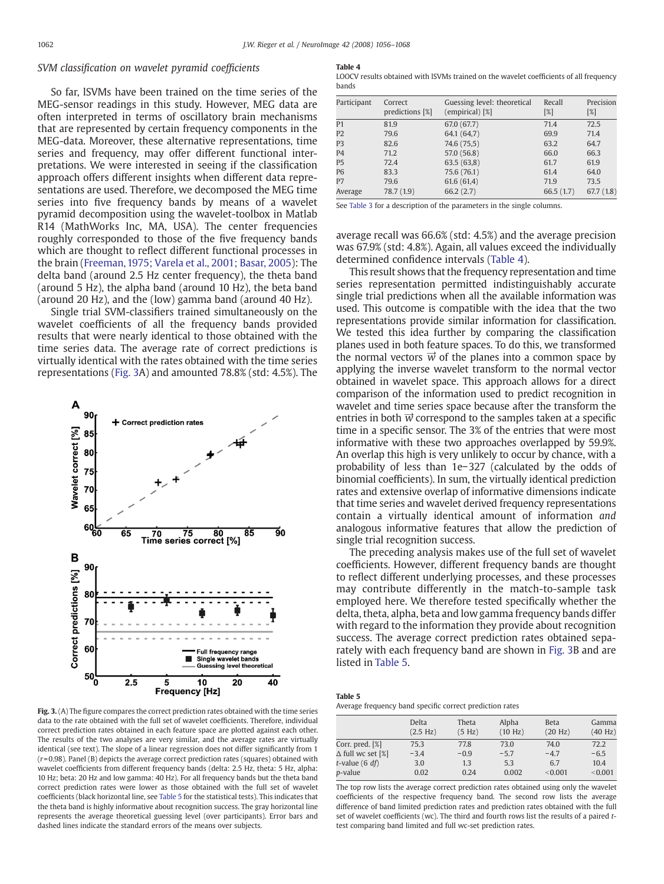### SVM classification on wavelet pyramid coefficients

So far, lSVMs have been trained on the time series of the MEG-sensor readings in this study. However, MEG data are often interpreted in terms of oscillatory brain mechanisms that are represented by certain frequency components in the MEG-data. Moreover, these alternative representations, time series and frequency, may offer different functional interpretations. We were interested in seeing if the classification approach offers different insights when different data representations are used. Therefore, we decomposed the MEG time series into five frequency bands by means of a wavelet pyramid decomposition using the wavelet-toolbox in Matlab R14 (MathWorks Inc, MA, USA). The center frequencies roughly corresponded to those of the five frequency bands which are thought to reflect different functional processes in the brain (Freeman, 1975; Varela et al., 2001; Basar, 2005): The delta band (around 2.5 Hz center frequency), the theta band (around 5 Hz), the alpha band (around 10 Hz), the beta band (around 20 Hz), and the (low) gamma band (around 40 Hz).

Single trial SVM-classifiers trained simultaneously on the wavelet coefficients of all the frequency bands provided results that were nearly identical to those obtained with the time series data. The average rate of correct predictions is virtually identical with the rates obtained with the time series representations (Fig. 3A) and amounted 78.8% (std: 4.5%). The

A

Correct prediction rates

Wavelet correct [%]

Time series correct [%]

60 65 70 75 80 85 90

B

Correct predictions [%]

Frequency [Hz]

0 2.5 5 10 20 40

50 60 70 80 90

Full frequency range

Single wavelet bands

Guessing level theoretical

**Fig. 3.** (A) The figure compares the correct prediction rates obtained with the time series data to the rate obtained with the full set of wavelet coefficients. Therefore, individual correct prediction rates obtained in each feature space are plotted against each other. The results of the two analyses are very similar, and the average rates are virtually identical (see text). The slope of a linear regression does not differ significantly from 1 ($r$=0.98). Panel (B) depicts the average correct prediction rates (squares) obtained with wavelet coefficients from different frequency bands (delta: 2.5 Hz, theta: 5 Hz, alpha: 10 Hz; beta: 20 Hz and low gamma: 40 Hz). For all frequency bands but the theta band correct prediction rates were lower as those obtained with the full set of wavelet coefficients (black horizontal line, see Table 5 for the statistical tests). This indicates that the theta band is highly informative about recognition success. The gray horizontal line represents the average theoretical guessing level (over participants). Error bars and dashed lines indicate the standard errors of the means over subjects.

**Table 4**
LOOCV results obtained with lSVMs trained on the wavelet coefficients of all frequency bands

| Participant | Correct predictions [%] | Guessing level: theoretical (empirical) [%] | Recall [%] | Precision [%] |
|---|---|---|---|---|
| P1 | 81.9 | 67.0 (67.7) | 71.4 | 72.5 |
| P2 | 79.6 | 64.1 (64,7) | 69.9 | 71.4 |
| P3 | 82.6 | 74.6 (75,5) | 63.2 | 64.7 |
| P4 | 71.2 | 57.0 (56.8) | 66.0 | 66.3 |
| P5 | 72.4 | 63.5 (63,8) | 61.7 | 61.9 |
| P6 | 83.3 | 75.6 (76.1) | 61.4 | 64.0 |
| P7 | 79.6 | 61.6 (61,4) | 71.9 | 73.5 |
| Average | 78.7 (1.9) | 66.2 (2.7) | 66.5 (1.7) | 67.7 (1.8) |

See Table 3 for a description of the parameters in the single columns.

average recall was 66.6% (std: 4.5%) and the average precision was 67.9% (std: 4.8%). Again, all values exceed the individually determined confidence intervals (Table 4).

This result shows that the frequency representation and time series representation permitted indistinguishably accurate single trial predictions when all the available information was used. This outcome is compatible with the idea that the two representations provide similar information for classification. We tested this idea further by comparing the classification planes used in both feature spaces. To do this, we transformed the normal vectors $\vec{w}$ of the planes into a common space by applying the inverse wavelet transform to the normal vector obtained in wavelet space. This approach allows for a direct comparison of the information used to predict recognition in wavelet and time series space because after the transform the entries in both $\vec{w}$ correspond to the samples taken at a specific time in a specific sensor. The 3% of the entries that were most informative with these two approaches overlapped by 59.9%. An overlap this high is very unlikely to occur by chance, with a probability of less than 1e−327 (calculated by the odds of binomial coefficients). In sum, the virtually identical prediction rates and extensive overlap of informative dimensions indicate that time series and wavelet derived frequency representations contain a virtually identical amount of information *and* analogous informative features that allow the prediction of single trial recognition success.

The preceding analysis makes use of the full set of wavelet coefficients. However, different frequency bands are thought to reflect different underlying processes, and these processes may contribute differently in the match-to-sample task employed here. We therefore tested specifically whether the delta, theta, alpha, beta and low gamma frequency bands differ with regard to the information they provide about recognition success. The average correct prediction rates obtained separately with each frequency band are shown in Fig. 3B and are listed in Table 5.

**Table 5**
Average frequency band specific correct prediction rates

| | Delta (2.5 Hz) | Theta (5 Hz) | Alpha (10 Hz) | Beta (20 Hz) | Gamma (40 Hz) |
|---|---|---|---|---|---|
| Corr. pred. [%] | 75.3 | 77.8 | 73.0 | 74.0 | 72.2 |
| Δ full wc set [%] | −3.4 | −0.9 | −5.7 | −4.7 | −6.5 |
| $t$-value (6 $df$) | 3.0 | 1.3 | 5.3 | 6.7 | 10.4 |
| $p$-value | 0.02 | 0.24 | 0.002 | <0.001 | <0.001 |

The top row lists the average correct prediction rates obtained using only the wavelet coefficients of the respective frequency band. The second row lists the average difference of band limited prediction rates and prediction rates obtained with the full set of wavelet coefficients (wc). The third and fourth rows list the results of a paired $t$-test comparing band limited and full wc-set prediction rates.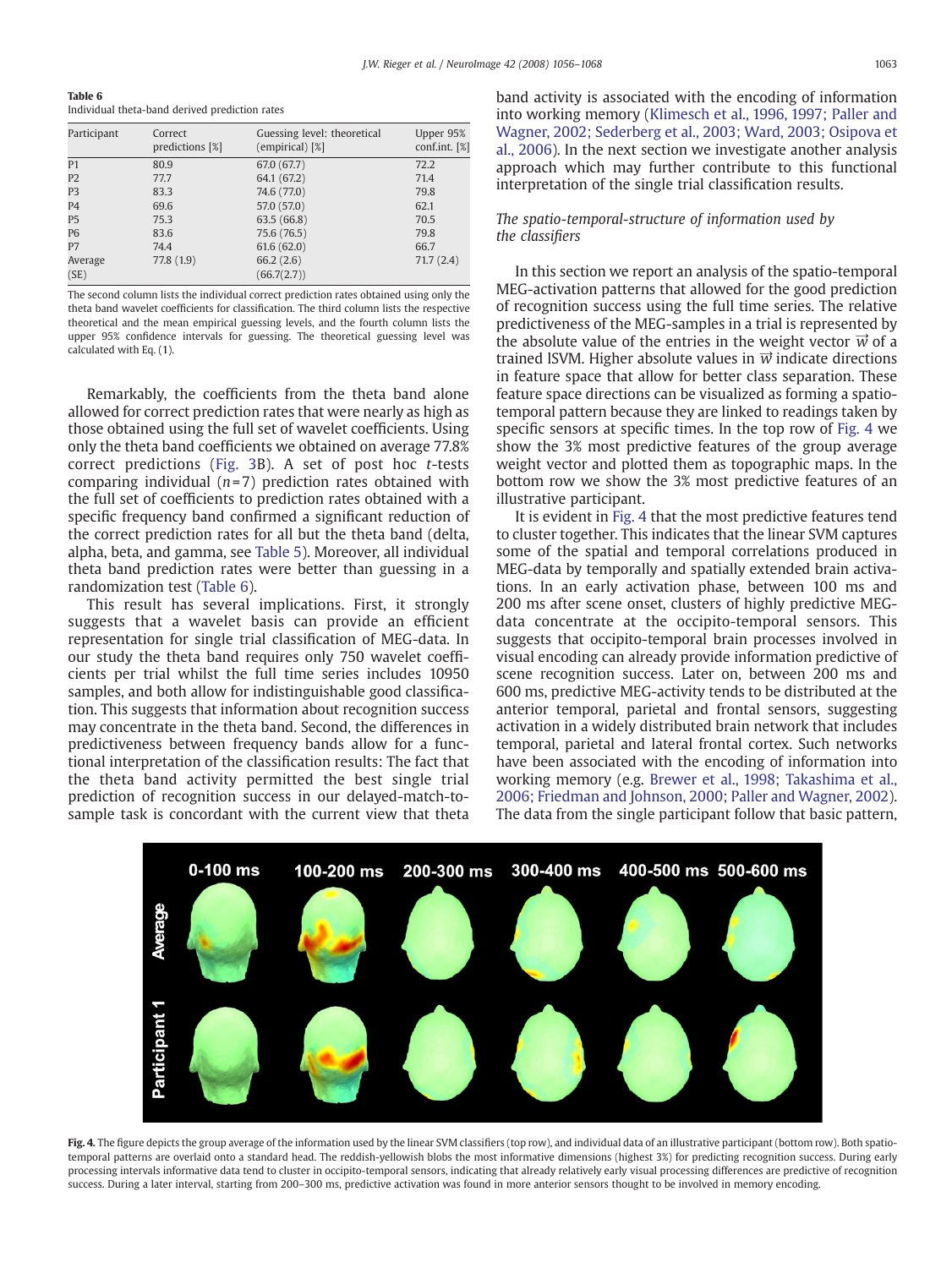**Table 6**
Individual theta-band derived prediction rates

| Participant | Correct predictions [%] | Guessing level: theoretical (empirical) [%] | Upper 95% conf.int. [%] |
|---|---|---|---|
| P1 | 80.9 | 67.0 (67.7) | 72.2 |
| P2 | 77.7 | 64.1 (67.2) | 71.4 |
| P3 | 83.3 | 74.6 (77.0) | 79.8 |
| P4 | 69.6 | 57.0 (57.0) | 62.1 |
| P5 | 75.3 | 63.5 (66.8) | 70.5 |
| P6 | 83.6 | 75.6 (76.5) | 79.8 |
| P7 | 74.4 | 61.6 (62.0) | 66.7 |
| Average (SE) | 77.8 (1.9) | 66.2 (2.6) (66.7(2.7)) | 71.7 (2.4) |

The second column lists the individual correct prediction rates obtained using only the theta band wavelet coefficients for classification. The third column lists the respective theoretical and the mean empirical guessing levels, and the fourth column lists the upper 95% confidence intervals for guessing. The theoretical guessing level was calculated with Eq. (1).

Remarkably, the coefficients from the theta band alone allowed for correct prediction rates that were nearly as high as those obtained using the full set of wavelet coefficients. Using only the theta band coefficients we obtained on average 77.8% correct predictions (Fig. 3B). A set of post hoc *t*-tests comparing individual ($n$=7) prediction rates obtained with the full set of coefficients to prediction rates obtained with a specific frequency band confirmed a significant reduction of the correct prediction rates for all but the theta band (delta, alpha, beta, and gamma, see Table 5). Moreover, all individual theta band prediction rates were better than guessing in a randomization test (Table 6).

This result has several implications. First, it strongly suggests that a wavelet basis can provide an efficient representation for single trial classification of MEG-data. In our study the theta band requires only 750 wavelet coefficients per trial whilst the full time series includes 10950 samples, and both allow for indistinguishable good classification. This suggests that information about recognition success may concentrate in the theta band. Second, the differences in predictiveness between frequency bands allow for a functional interpretation of the classification results: The fact that the theta band activity permitted the best single trial prediction of recognition success in our delayed-match-to-sample task is concordant with the current view that theta band activity is associated with the encoding of information into working memory (Klimesch et al., 1996, 1997; Paller and Wagner, 2002; Sederberg et al., 2003; Ward, 2003; Osipova et al., 2006). In the next section we investigate another analysis approach which may further contribute to this functional interpretation of the single trial classification results.

### *The spatio-temporal-structure of information used by the classifiers*

In this section we report an analysis of the spatio-temporal MEG-activation patterns that allowed for the good prediction of recognition success using the full time series. The relative predictiveness of the MEG-samples in a trial is represented by the absolute value of the entries in the weight vector $\vec{w}$ of a trained lSVM. Higher absolute values in $\vec{w}$ indicate directions in feature space that allow for better class separation. These feature space directions can be visualized as forming a spatio-temporal pattern because they are linked to readings taken by specific sensors at specific times. In the top row of Fig. 4 we show the 3% most predictive features of the group average weight vector and plotted them as topographic maps. In the bottom row we show the 3% most predictive features of an illustrative participant.

It is evident in Fig. 4 that the most predictive features tend to cluster together. This indicates that the linear SVM captures some of the spatial and temporal correlations produced in MEG-data by temporally and spatially extended brain activations. In an early activation phase, between 100 ms and 200 ms after scene onset, clusters of highly predictive MEG-data concentrate at the occipito-temporal sensors. This suggests that occipito-temporal brain processes involved in visual encoding can already provide information predictive of scene recognition success. Later on, between 200 ms and 600 ms, predictive MEG-activity tends to be distributed at the anterior temporal, parietal and frontal sensors, suggesting activation in a widely distributed brain network that includes temporal, parietal and lateral frontal cortex. Such networks have been associated with the encoding of information into working memory (e.g. Brewer et al., 1998; Takashima et al., 2006; Friedman and Johnson, 2000; Paller and Wagner, 2002). The data from the single participant follow that basic pattern,

0-100 ms
100-200 ms
200-300 ms
300-400 ms
400-500 ms
500-600 ms
Average
Participant 1

**Fig. 4.** The figure depicts the group average of the information used by the linear SVM classifiers (top row), and individual data of an illustrative participant (bottom row). Both spatio-temporal patterns are overlaid onto a standard head. The reddish-yellowish blobs the most informative dimensions (highest 3%) for predicting recognition success. During early processing intervals informative data tend to cluster in occipito-temporal sensors, indicating that already relatively early visual processing differences are predictive of recognition success. During a later interval, starting from 200–300 ms, predictive activation was found in more anterior sensors thought to be involved in memory encoding.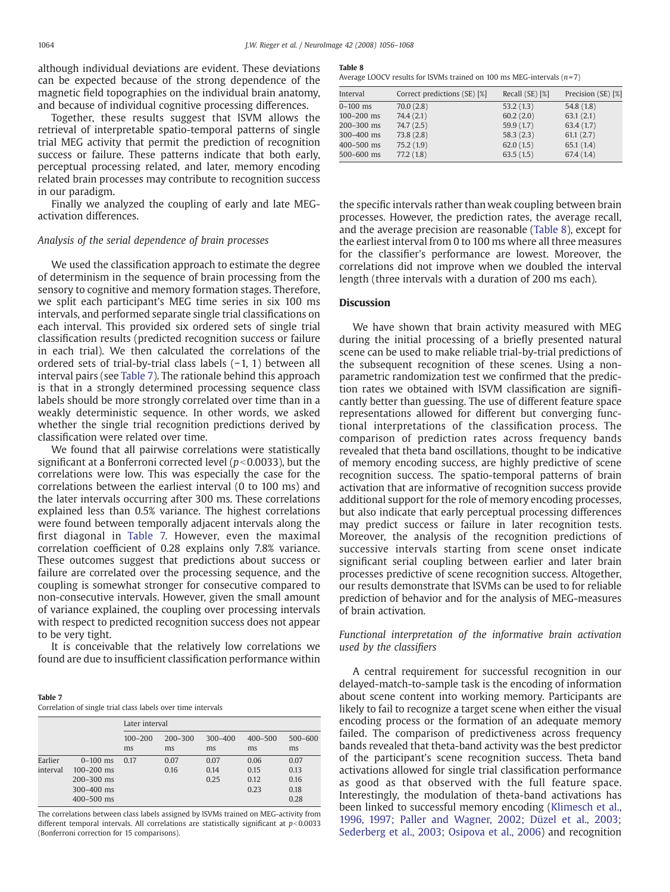although individual deviations are evident. These deviations can be expected because of the strong dependence of the magnetic field topographies on the individual brain anatomy, and because of individual cognitive processing differences.

Together, these results suggest that lSVM allows the retrieval of interpretable spatio-temporal patterns of single trial MEG activity that permit the prediction of recognition success or failure. These patterns indicate that both early, perceptual processing related, and later, memory encoding related brain processes may contribute to recognition success in our paradigm.

Finally we analyzed the coupling of early and late MEG-activation differences.

### *Analysis of the serial dependence of brain processes*

We used the classification approach to estimate the degree of determinism in the sequence of brain processing from the sensory to cognitive and memory formation stages. Therefore, we split each participant's MEG time series in six 100 ms intervals, and performed separate single trial classifications on each interval. This provided six ordered sets of single trial classification results (predicted recognition success or failure in each trial). We then calculated the correlations of the ordered sets of trial-by-trial class labels (−1, 1) between all interval pairs (see Table 7). The rationale behind this approach is that in a strongly determined processing sequence class labels should be more strongly correlated over time than in a weakly deterministic sequence. In other words, we asked whether the single trial recognition predictions derived by classification were related over time.

We found that all pairwise correlations were statistically significant at a Bonferroni corrected level ($p<0.0033$), but the correlations were low. This was especially the case for the correlations between the earliest interval (0 to 100 ms) and the later intervals occurring after 300 ms. These correlations explained less than 0.5% variance. The highest correlations were found between temporally adjacent intervals along the first diagonal in Table 7. However, even the maximal correlation coefficient of 0.28 explains only 7.8% variance. These outcomes suggest that predictions about success or failure are correlated over the processing sequence, and the coupling is somewhat stronger for consecutive compared to non-consecutive intervals. However, given the small amount of variance explained, the coupling over processing intervals with respect to predicted recognition success does not appear to be very tight.

It is conceivable that the relatively low correlations we found are due to insufficient classification performance within the specific intervals rather than weak coupling between brain processes. However, the prediction rates, the average recall, and the average precision are reasonable (Table 8), except for the earliest interval from 0 to 100 ms where all three measures for the classifier's performance are lowest. Moreover, the correlations did not improve when we doubled the interval length (three intervals with a duration of 200 ms each).

**Table 7**
Correlation of single trial class labels over time intervals

| | | Later interval | | | | |
|---|---|---|---|---|---|---|
| | | 100–200 ms | 200–300 ms | 300–400 ms | 400–500 ms | 500–600 ms |
| Earlier interval | 0–100 ms | 0.17 | 0.07 | 0.07 | 0.06 | 0.07 |
| | 100–200 ms | | 0.16 | 0.14 | 0.15 | 0.13 |
| | 200–300 ms | | | 0.25 | 0.12 | 0.16 |
| | 300–400 ms | | | | 0.23 | 0.18 |
| | 400–500 ms | | | | | 0.28 |

The correlations between class labels assigned by lSVMs trained on MEG-activity from different temporal intervals. All correlations are statistically significant at $p<0.0033$ (Bonferroni correction for 15 comparisons).

**Table 8**
Average LOOCV results for lSVMs trained on 100 ms MEG-intervals ($n=7$)

| Interval | Correct predictions (SE) [%] | Recall (SE) [%] | Precision (SE) [%] |
|---|---|---|---|
| 0–100 ms | 70.0 (2.8) | 53.2 (1.3) | 54.8 (1.8) |
| 100–200 ms | 74.4 (2.1) | 60.2 (2.0) | 63.1 (2.1) |
| 200–300 ms | 74.7 (2.5) | 59.9 (1.7) | 63.4 (1.7) |
| 300–400 ms | 73.8 (2.8) | 58.3 (2.3) | 61.1 (2.7) |
| 400–500 ms | 75.2 (1.9) | 62.0 (1.5) | 65.1 (1.4) |
| 500–600 ms | 77.2 (1.8) | 63.5 (1.5) | 67.4 (1.4) |

## Discussion

We have shown that brain activity measured with MEG during the initial processing of a briefly presented natural scene can be used to make reliable trial-by-trial predictions of the subsequent recognition of these scenes. Using a non-parametric randomization test we confirmed that the prediction rates we obtained with lSVM classification are significantly better than guessing. The use of different feature space representations allowed for different but converging functional interpretations of the classification process. The comparison of prediction rates across frequency bands revealed that theta band oscillations, thought to be indicative of memory encoding success, are highly predictive of scene recognition success. The spatio-temporal patterns of brain activation that are informative of recognition success provide additional support for the role of memory encoding processes, but also indicate that early perceptual processing differences may predict success or failure in later recognition tests. Moreover, the analysis of the recognition predictions of successive intervals starting from scene onset indicate significant serial coupling between earlier and later brain processes predictive of scene recognition success. Altogether, our results demonstrate that lSVMs can be used to for reliable prediction of behavior and for the analysis of MEG-measures of brain activation.

### *Functional interpretation of the informative brain activation used by the classifiers*

A central requirement for successful recognition in our delayed-match-to-sample task is the encoding of information about scene content into working memory. Participants are likely to fail to recognize a target scene when either the visual encoding process or the formation of an adequate memory failed. The comparison of predictiveness across frequency bands revealed that theta-band activity was the best predictor of the participant's scene recognition success. Theta band activations allowed for single trial classification performance as good as that observed with the full feature space. Interestingly, the modulation of theta-band activations has been linked to successful memory encoding (Klimesch et al., 1996, 1997; Paller and Wagner, 2002; Düzel et al., 2003; Sederberg et al., 2003; Osipova et al., 2006) and recognition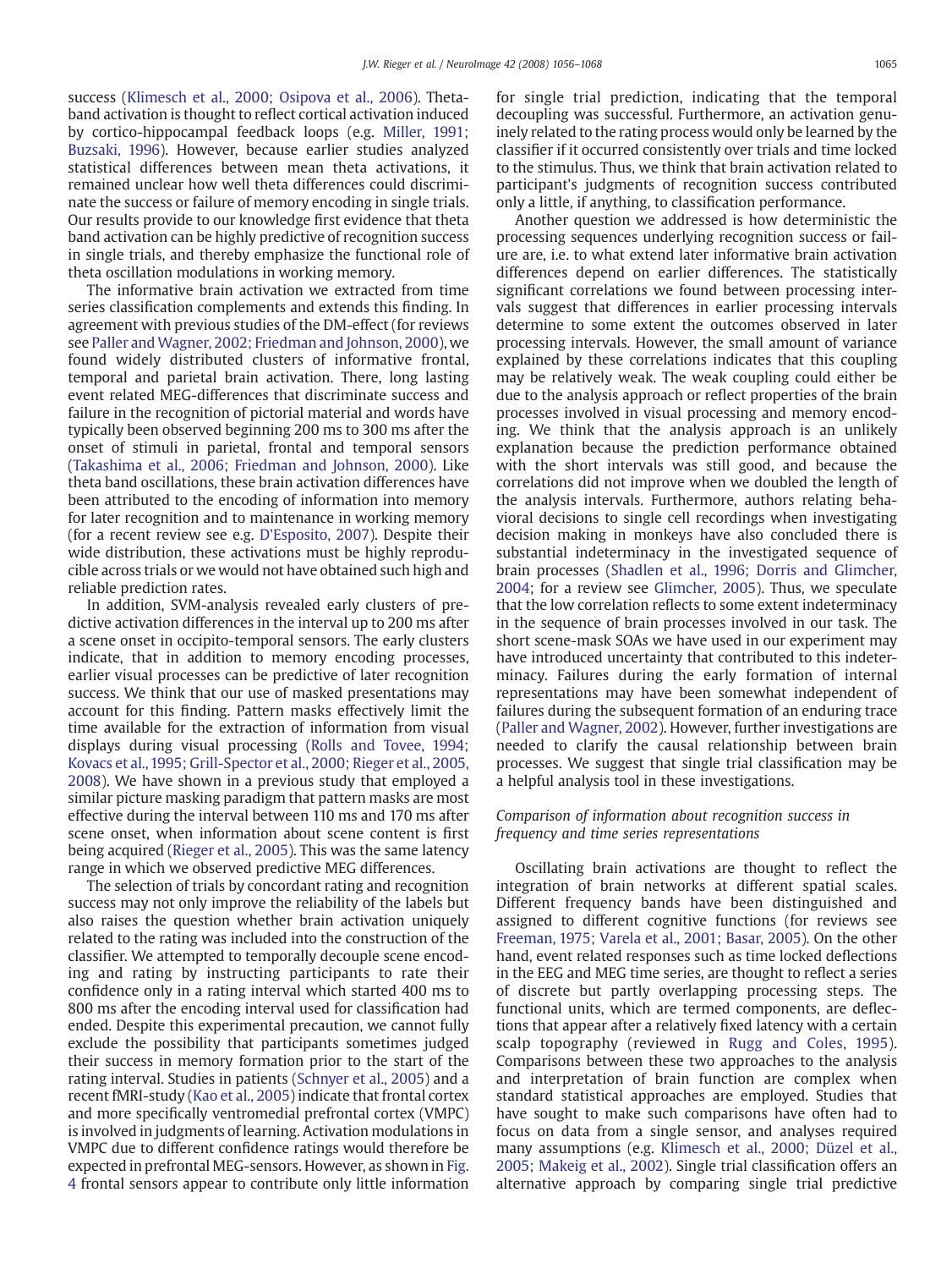success (Klimesch et al., 2000; Osipova et al., 2006). Theta-band activation is thought to reflect cortical activation induced by cortico-hippocampal feedback loops (e.g. Miller, 1991; Buzsaki, 1996). However, because earlier studies analyzed statistical differences between mean theta activations, it remained unclear how well theta differences could discriminate the success or failure of memory encoding in single trials. Our results provide to our knowledge first evidence that theta band activation can be highly predictive of recognition success in single trials, and thereby emphasize the functional role of theta oscillation modulations in working memory.

The informative brain activation we extracted from time series classification complements and extends this finding. In agreement with previous studies of the DM-effect (for reviews see Paller and Wagner, 2002; Friedman and Johnson, 2000), we found widely distributed clusters of informative frontal, temporal and parietal brain activation. There, long lasting event related MEG-differences that discriminate success and failure in the recognition of pictorial material and words have typically been observed beginning 200 ms to 300 ms after the onset of stimuli in parietal, frontal and temporal sensors (Takashima et al., 2006; Friedman and Johnson, 2000). Like theta band oscillations, these brain activation differences have been attributed to the encoding of information into memory for later recognition and to maintenance in working memory (for a recent review see e.g. D'Esposito, 2007). Despite their wide distribution, these activations must be highly reproducible across trials or we would not have obtained such high and reliable prediction rates.

In addition, SVM-analysis revealed early clusters of predictive activation differences in the interval up to 200 ms after a scene onset in occipito-temporal sensors. The early clusters indicate, that in addition to memory encoding processes, earlier visual processes can be predictive of later recognition success. We think that our use of masked presentations may account for this finding. Pattern masks effectively limit the time available for the extraction of information from visual displays during visual processing (Rolls and Tovee, 1994; Kovacs et al., 1995; Grill-Spector et al., 2000; Rieger et al., 2005, 2008). We have shown in a previous study that employed a similar picture masking paradigm that pattern masks are most effective during the interval between 110 ms and 170 ms after scene onset, when information about scene content is first being acquired (Rieger et al., 2005). This was the same latency range in which we observed predictive MEG differences.

The selection of trials by concordant rating and recognition success may not only improve the reliability of the labels but also raises the question whether brain activation uniquely related to the rating was included into the construction of the classifier. We attempted to temporally decouple scene encoding and rating by instructing participants to rate their confidence only in a rating interval which started 400 ms to 800 ms after the encoding interval used for classification had ended. Despite this experimental precaution, we cannot fully exclude the possibility that participants sometimes judged their success in memory formation prior to the start of the rating interval. Studies in patients (Schnyer et al., 2005) and a recent fMRI-study (Kao et al., 2005) indicate that frontal cortex and more specifically ventromedial prefrontal cortex (VMPC) is involved in judgments of learning. Activation modulations in VMPC due to different confidence ratings would therefore be expected in prefrontal MEG-sensors. However, as shown in Fig. 4 frontal sensors appear to contribute only little information for single trial prediction, indicating that the temporal decoupling was successful. Furthermore, an activation genuinely related to the rating process would only be learned by the classifier if it occurred consistently over trials and time locked to the stimulus. Thus, we think that brain activation related to participant's judgments of recognition success contributed only a little, if anything, to classification performance.

Another question we addressed is how deterministic the processing sequences underlying recognition success or failure are, i.e. to what extend later informative brain activation differences depend on earlier differences. The statistically significant correlations we found between processing intervals suggest that differences in earlier processing intervals determine to some extent the outcomes observed in later processing intervals. However, the small amount of variance explained by these correlations indicates that this coupling may be relatively weak. The weak coupling could either be due to the analysis approach or reflect properties of the brain processes involved in visual processing and memory encoding. We think that the analysis approach is an unlikely explanation because the prediction performance obtained with the short intervals was still good, and because the correlations did not improve when we doubled the length of the analysis intervals. Furthermore, authors relating behavioral decisions to single cell recordings when investigating decision making in monkeys have also concluded there is substantial indeterminacy in the investigated sequence of brain processes (Shadlen et al., 1996; Dorris and Glimcher, 2004; for a review see Glimcher, 2005). Thus, we speculate that the low correlation reflects to some extent indeterminacy in the sequence of brain processes involved in our task. The short scene-mask SOAs we have used in our experiment may have introduced uncertainty that contributed to this indeterminacy. Failures during the early formation of internal representations may have been somewhat independent of failures during the subsequent formation of an enduring trace (Paller and Wagner, 2002). However, further investigations are needed to clarify the causal relationship between brain processes. We suggest that single trial classification may be a helpful analysis tool in these investigations.

### *Comparison of information about recognition success in frequency and time series representations*

Oscillating brain activations are thought to reflect the integration of brain networks at different spatial scales. Different frequency bands have been distinguished and assigned to different cognitive functions (for reviews see Freeman, 1975; Varela et al., 2001; Basar, 2005). On the other hand, event related responses such as time locked deflections in the EEG and MEG time series, are thought to reflect a series of discrete but partly overlapping processing steps. The functional units, which are termed components, are deflections that appear after a relatively fixed latency with a certain scalp topography (reviewed in Rugg and Coles, 1995). Comparisons between these two approaches to the analysis and interpretation of brain function are complex when standard statistical approaches are employed. Studies that have sought to make such comparisons have often had to focus on data from a single sensor, and analyses required many assumptions (e.g. Klimesch et al., 2000; Düzel et al., 2005; Makeig et al., 2002). Single trial classification offers an alternative approach by comparing single trial predictive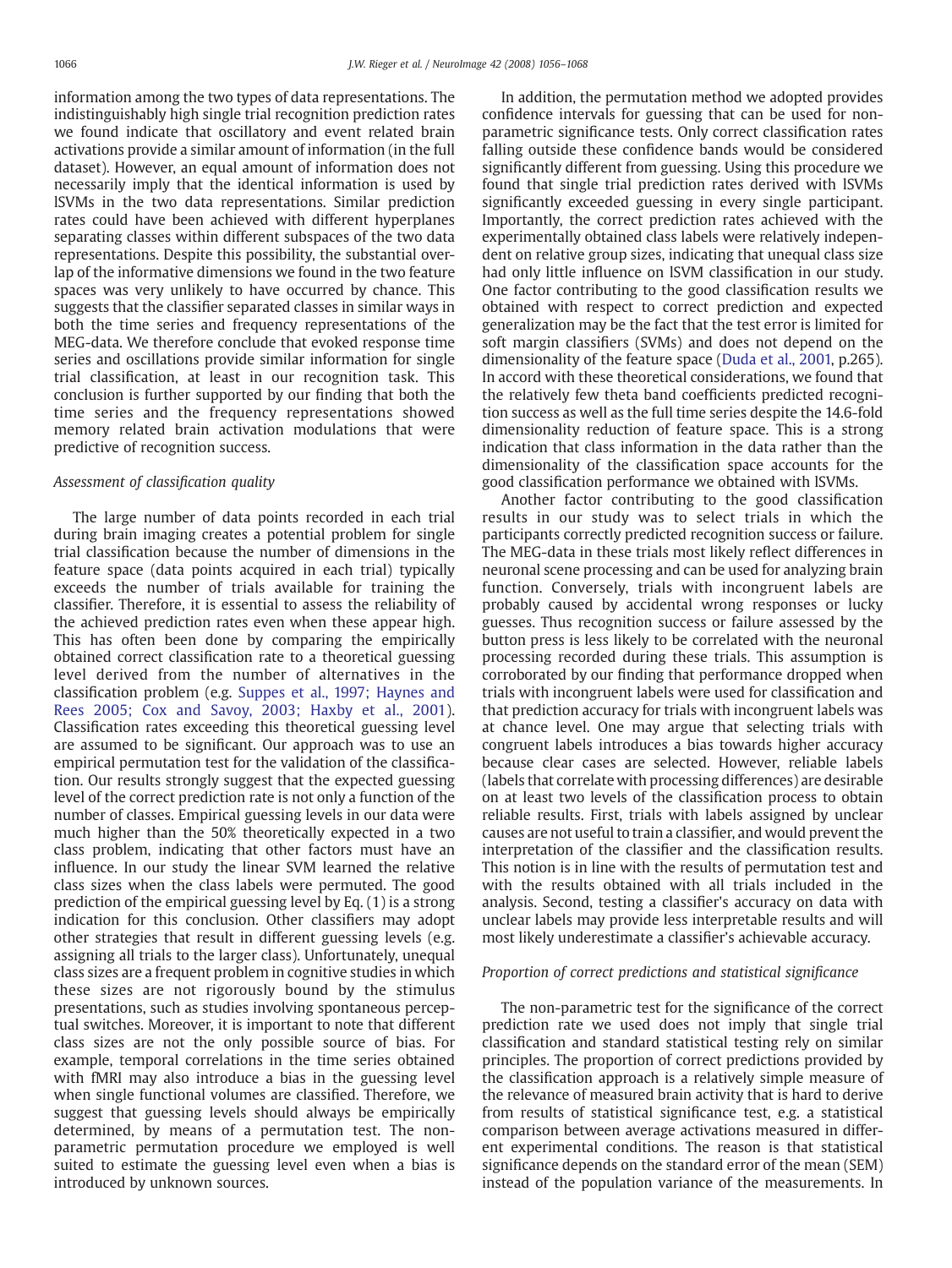information among the two types of data representations. The indistinguishably high single trial recognition prediction rates we found indicate that oscillatory and event related brain activations provide a similar amount of information (in the full dataset). However, an equal amount of information does not necessarily imply that the identical information is used by lSVMs in the two data representations. Similar prediction rates could have been achieved with different hyperplanes separating classes within different subspaces of the two data representations. Despite this possibility, the substantial overlap of the informative dimensions we found in the two feature spaces was very unlikely to have occurred by chance. This suggests that the classifier separated classes in similar ways in both the time series and frequency representations of the MEG-data. We therefore conclude that evoked response time series and oscillations provide similar information for single trial classification, at least in our recognition task. This conclusion is further supported by our finding that both the time series and the frequency representations showed memory related brain activation modulations that were predictive of recognition success.

### Assessment of classification quality

The large number of data points recorded in each trial during brain imaging creates a potential problem for single trial classification because the number of dimensions in the feature space (data points acquired in each trial) typically exceeds the number of trials available for training the classifier. Therefore, it is essential to assess the reliability of the achieved prediction rates even when these appear high. This has often been done by comparing the empirically obtained correct classification rate to a theoretical guessing level derived from the number of alternatives in the classification problem (e.g. Suppes et al., 1997; Haynes and Rees 2005; Cox and Savoy, 2003; Haxby et al., 2001). Classification rates exceeding this theoretical guessing level are assumed to be significant. Our approach was to use an empirical permutation test for the validation of the classification. Our results strongly suggest that the expected guessing level of the correct prediction rate is not only a function of the number of classes. Empirical guessing levels in our data were much higher than the 50% theoretically expected in a two class problem, indicating that other factors must have an influence. In our study the linear SVM learned the relative class sizes when the class labels were permuted. The good prediction of the empirical guessing level by Eq. (1) is a strong indication for this conclusion. Other classifiers may adopt other strategies that result in different guessing levels (e.g. assigning all trials to the larger class). Unfortunately, unequal class sizes are a frequent problem in cognitive studies in which these sizes are not rigorously bound by the stimulus presentations, such as studies involving spontaneous perceptual switches. Moreover, it is important to note that different class sizes are not the only possible source of bias. For example, temporal correlations in the time series obtained with fMRI may also introduce a bias in the guessing level when single functional volumes are classified. Therefore, we suggest that guessing levels should always be empirically determined, by means of a permutation test. The non-parametric permutation procedure we employed is well suited to estimate the guessing level even when a bias is introduced by unknown sources.

In addition, the permutation method we adopted provides confidence intervals for guessing that can be used for non-parametric significance tests. Only correct classification rates falling outside these confidence bands would be considered significantly different from guessing. Using this procedure we found that single trial prediction rates derived with lSVMs significantly exceeded guessing in every single participant. Importantly, the correct prediction rates achieved with the experimentally obtained class labels were relatively independent on relative group sizes, indicating that unequal class size had only little influence on lSVM classification in our study. One factor contributing to the good classification results we obtained with respect to correct prediction and expected generalization may be the fact that the test error is limited for soft margin classifiers (SVMs) and does not depend on the dimensionality of the feature space (Duda et al., 2001, p.265). In accord with these theoretical considerations, we found that the relatively few theta band coefficients predicted recognition success as well as the full time series despite the 14.6-fold dimensionality reduction of feature space. This is a strong indication that class information in the data rather than the dimensionality of the classification space accounts for the good classification performance we obtained with lSVMs.

Another factor contributing to the good classification results in our study was to select trials in which the participants correctly predicted recognition success or failure. The MEG-data in these trials most likely reflect differences in neuronal scene processing and can be used for analyzing brain function. Conversely, trials with incongruent labels are probably caused by accidental wrong responses or lucky guesses. Thus recognition success or failure assessed by the button press is less likely to be correlated with the neuronal processing recorded during these trials. This assumption is corroborated by our finding that performance dropped when trials with incongruent labels were used for classification and that prediction accuracy for trials with incongruent labels was at chance level. One may argue that selecting trials with congruent labels introduces a bias towards higher accuracy because clear cases are selected. However, reliable labels (labels that correlate with processing differences) are desirable on at least two levels of the classification process to obtain reliable results. First, trials with labels assigned by unclear causes are not useful to train a classifier, and would prevent the interpretation of the classifier and the classification results. This notion is in line with the results of permutation test and with the results obtained with all trials included in the analysis. Second, testing a classifier's accuracy on data with unclear labels may provide less interpretable results and will most likely underestimate a classifier's achievable accuracy.

### Proportion of correct predictions and statistical significance

The non-parametric test for the significance of the correct prediction rate we used does not imply that single trial classification and standard statistical testing rely on similar principles. The proportion of correct predictions provided by the classification approach is a relatively simple measure of the relevance of measured brain activity that is hard to derive from results of statistical significance test, e.g. a statistical comparison between average activations measured in different experimental conditions. The reason is that statistical significance depends on the standard error of the mean (SEM) instead of the population variance of the measurements. In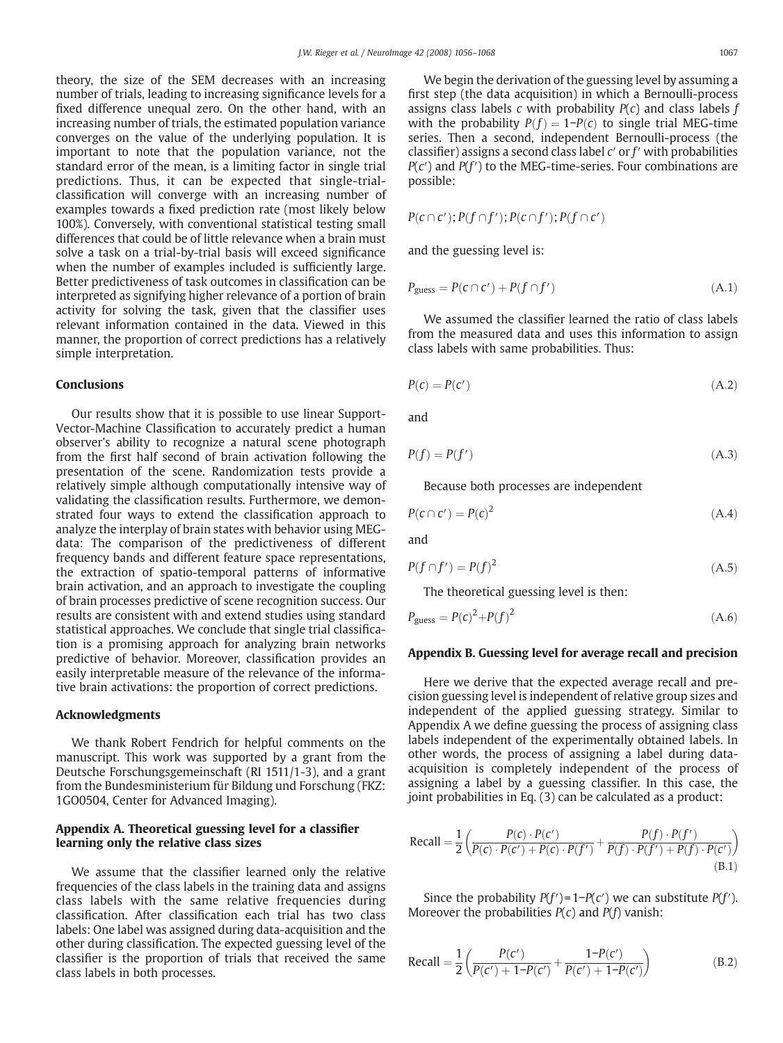theory, the size of the SEM decreases with an increasing number of trials, leading to increasing significance levels for a fixed difference unequal zero. On the other hand, with an increasing number of trials, the estimated population variance converges on the value of the underlying population. It is important to note that the population variance, not the standard error of the mean, is a limiting factor in single trial predictions. Thus, it can be expected that single-trial-classification will converge with an increasing number of examples towards a fixed prediction rate (most likely below 100%). Conversely, with conventional statistical testing small differences that could be of little relevance when a brain must solve a task on a trial-by-trial basis will exceed significance when the number of examples included is sufficiently large. Better predictiveness of task outcomes in classification can be interpreted as signifying higher relevance of a portion of brain activity for solving the task, given that the classifier uses relevant information contained in the data. Viewed in this manner, the proportion of correct predictions has a relatively simple interpretation.

## Conclusions

Our results show that it is possible to use linear Support-Vector-Machine Classification to accurately predict a human observer's ability to recognize a natural scene photograph from the first half second of brain activation following the presentation of the scene. Randomization tests provide a relatively simple although computationally intensive way of validating the classification results. Furthermore, we demonstrated four ways to extend the classification approach to analyze the interplay of brain states with behavior using MEG-data: The comparison of the predictiveness of different frequency bands and different feature space representations, the extraction of spatio-temporal patterns of informative brain activation, and an approach to investigate the coupling of brain processes predictive of scene recognition success. Our results are consistent with and extend studies using standard statistical approaches. We conclude that single trial classification is a promising approach for analyzing brain networks predictive of behavior. Moreover, classification provides an easily interpretable measure of the relevance of the informative brain activations: the proportion of correct predictions.

## Acknowledgments

We thank Robert Fendrich for helpful comments on the manuscript. This work was supported by a grant from the Deutsche Forschungsgemeinschaft (RI 1511/1-3), and a grant from the Bundesministerium für Bildung und Forschung (FKZ: 1GO0504, Center for Advanced Imaging).

## Appendix A. Theoretical guessing level for a classifier learning only the relative class sizes

We assume that the classifier learned only the relative frequencies of the class labels in the training data and assigns class labels with the same relative frequencies during classification. After classification each trial has two class labels: One label was assigned during data-acquisition and the other during classification. The expected guessing level of the classifier is the proportion of trials that received the same class labels in both processes.

We begin the derivation of the guessing level by assuming a first step (the data acquisition) in which a Bernoulli-process assigns class labels $c$ with probability $P(c)$ and class labels $f$ with the probability $P(f) = 1 - P(c)$ to single trial MEG-time series. Then a second, independent Bernoulli-process (the classifier) assigns a second class label $c'$ or $f'$ with probabilities $P(c')$ and $P(f')$ to the MEG-time-series. Four combinations are possible:

$$P(c \cap c'); P(f \cap f'); P(c \cap f'); P(f \cap c')$$

and the guessing level is:

$$P_{\text{guess}} = P(c \cap c') + P(f \cap f') \tag{A.1}$$

We assumed the classifier learned the ratio of class labels from the measured data and uses this information to assign class labels with same probabilities. Thus:

$$P(c) = P(c') \tag{A.2}$$

and

$$P(f) = P(f') \tag{A.3}$$

Because both processes are independent

$$P(c \cap c') = P(c)^2 \tag{A.4}$$

and

$$P(f \cap f') = P(f)^2 \tag{A.5}$$

The theoretical guessing level is then:

$$P_{\text{guess}} = P(c)^2 + P(f)^2 \tag{A.6}$$

## Appendix B. Guessing level for average recall and precision

Here we derive that the expected average recall and precision guessing level is independent of relative group sizes and independent of the applied guessing strategy. Similar to Appendix A we define guessing the process of assigning class labels independent of the experimentally obtained labels. In other words, the process of assigning a label during data-acquisition is completely independent of the process of assigning a label by a guessing classifier. In this case, the joint probabilities in Eq. (3) can be calculated as a product:

$$\text{Recall} = \frac{1}{2}\left(\frac{P(c) \cdot P(c')}{P(c) \cdot P(c') + P(c) \cdot P(f')} + \frac{P(f) \cdot P(f')}{P(f) \cdot P(f') + P(f) \cdot P(c')}\right) \tag{B.1}$$

Since the probability $P(f') = 1 - P(c')$ we can substitute $P(f')$. Moreover the probabilities $P(c)$ and $P(f)$ vanish:

$$\text{Recall} = \frac{1}{2}\left(\frac{P(c')}{P(c') + 1 - P(c')} + \frac{1 - P(c')}{P(c') + 1 - P(c')}\right) \tag{B.2}$$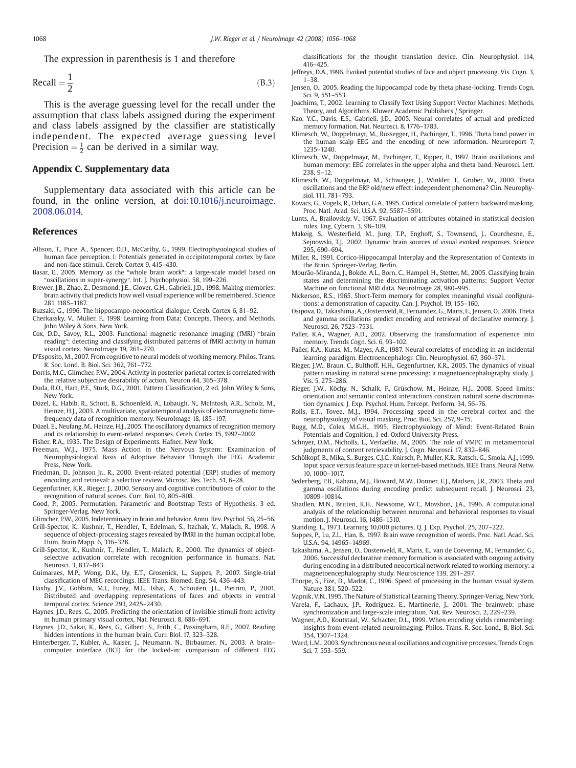The expression in parenthesis is 1 and therefore

$$\text{Recall} = \frac{1}{2} \tag{B.3}$$

This is the average guessing level for the recall under the assumption that class labels assigned during the experiment and class labels assigned by the classifier are statistically independent. The expected average guessing level Precision $= \frac{1}{2}$ can be derived in a similar way.

## Appendix C. Supplementary data

Supplementary data associated with this article can be found, in the online version, at doi:10.1016/j.neuroimage.2008.06.014.

## References

Allison, T., Puce, A., Spencer, D.D., McCarthy, G., 1999. Electrophysiological studies of human face perception. I: Potentials generated in occipitotemporal cortex by face and non-face stimuli. Cereb. Cortex 9, 415–430.

Basar, E., 2005. Memory as the "whole brain work": a large-scale model based on "oscillations in super-synergy". Int. J. Psychophysiol. 58, 199–226.

Brewer, J.B., Zhao, Z., Desmond, J.E., Glover, G.H., Gabrieli, J.D., 1998. Making memories: brain activity that predicts how well visual experience will be remembered. Science 281, 1185–1187.

Buzsaki, G., 1996. The hippocampo-neocortical dialogue. Cereb. Cortex 6, 81–92.

Cherkassky, V., Mulier, F., 1998. Learning from Data: Concepts, Theory, and Methods. John Wiley & Sons, New York.

Cox, D.D., Savoy, R.L., 2003. Functional magnetic resonance imaging (fMRI) "brain reading": detecting and classifying distributed patterns of fMRI activity in human visual cortex. NeuroImage 19, 261–270.

D'Esposito, M., 2007. From cognitive to neural models of working memory. Philos. Trans. R. Soc. Lond. B. Biol. Sci. 362, 761–772.

Dorris, M.C., Glimcher, P.W., 2004. Activity in posterior parietal cortex is correlated with the relative subjective desirability of action. Neuron 44, 365–378.

Duda, R.O., Hart, P.E., Stork, D.G., 2001. Pattern Classification, 2 ed. John Wiley & Sons, New York.

Düzel, E., Habib, R., Schott, B., Schoenfeld, A., Lobaugh, N., McIntosh, A.R., Scholz, M., Heinze, H.J., 2003. A multivariate, spatiotemporal analysis of electromagnetic time-frequency data of recognition memory. NeuroImage 18, 185–197.

Düzel, E., Neufang, M., Heinze, H.J., 2005. The oscillatory dynamics of recognition memory and its relationship to event-related responses. Cereb. Cortex 15, 1992–2002.

Fisher, R.A., 1935. The Design of Experiments. Hafner, New York.

Freeman, W.J., 1975. Mass Action in the Nervous System: Examination of Neurophysiological Basis of Adoptive Behavior Through the EEG. Academic Press, New York.

Friedman, D., Johnson Jr., R., 2000. Event-related potential (ERP) studies of memory encoding and retrieval: a selective review. Microsc. Res. Tech. 51, 6–28.

Gegenfurtner, K.R., Rieger, J., 2000. Sensory and cognitive contributions of color to the recognition of natural scenes. Curr. Biol. 10, 805–808.

Good, P., 2005. Permutation, Parametric and Bootstrap Tests of Hypothesis, 3 ed. Springer-Verlag, New York.

Glimcher, P.W., 2005. Indeterminacy in brain and behavior. Annu. Rev. Psychol. 56, 25–56.

Grill-Spector, K., Kushnir, T., Hendler, T., Edelman, S., Itzchak, Y., Malach, R., 1998. A sequence of object-processing stages revealed by fMRI in the human occipital lobe. Hum. Brain Mapp. 6, 316–328.

Grill-Spector, K., Kushnir, T., Hendler, T., Malach, R., 2000. The dynamics of object-selective activation correlate with recognition performance in humans. Nat. Neurosci. 3, 837–843.

Guimaraes, M.P., Wong, D.K., Uy, E.T., Grosenick, L., Suppes, P., 2007. Single-trial classification of MEG recordings. IEEE Trans. Biomed. Eng. 54, 436–443.

Haxby, J.V., Gobbini, M.I., Furey, M.L., Ishai, A., Schouten, J.L., Pietrini, P., 2001. Distributed and overlapping representations of faces and objects in ventral temporal cortex. Science 293, 2425–2430.

Haynes, J.D., Rees, G., 2005. Predicting the orientation of invisible stimuli from activity in human primary visual cortex. Nat. Neurosci. 8, 686–691.

Haynes, J.D., Sakai, K., Rees, G., Gilbert, S., Frith, C., Passingham, R.E., 2007. Reading hidden intentions in the human brain. Curr. Biol. 17, 323–328.

Hinterberger, T., Kubler, A., Kaiser, J., Neumann, N., Birbaumer, N., 2003. A brain–computer interface (BCI) for the locked-in: comparison of different EEG classifications for the thought translation device. Clin. Neurophysiol. 114, 416–425.

Jeffreys, D.A., 1996. Evoked potential studies of face and object processing. Vis. Cogn. 3, 1–38.

Jensen, O., 2005. Reading the hippocampal code by theta phase-locking. Trends Cogn. Sci. 9, 551–553.

Joachims, T., 2002. Learning to Classify Text Using Support Vector Machines: Methods, Theory, and Algorithms. Kluwer Academic Publishers / Springer.

Kao, Y.C., Davis, E.S., Gabrieli, J.D., 2005. Neural correlates of actual and predicted memory formation. Nat. Neurosci. 8, 1776–1783.

Klimesch, W., Doppelmayr, M., Russegger, H., Pachinger, T., 1996. Theta band power in the human scalp EEG and the encoding of new information. Neuroreport 7, 1235–1240.

Klimesch, W., Doppelmayr, M., Pachinger, T., Ripper, B., 1997. Brain oscillations and human memory: EEG correlates in the upper alpha and theta band. Neurosci. Lett. 238, 9–12.

Klimesch, W., Doppelmayr, M., Schwaiger, J., Winkler, T., Gruber, W., 2000. Theta oscillations and the ERP old/new effect: independent phenomena? Clin. Neurophysiol. 111, 781–793.

Kovacs, G., Vogels, R., Orban, G.A., 1995. Cortical correlate of pattern backward masking. Proc. Natl. Acad. Sci. U.S.A. 92, 5587–5591.

Lunts, A., Brailovskiy, V., 1967. Evaluation of attributes obtained in statistical decision rules. Eng. Cybern. 3, 98–109.

Makeig, S., Westerfield, M., Jung, T.P., Enghoff, S., Townsend, J., Courchesne, E., Sejnowski, T.J., 2002. Dynamic brain sources of visual evoked responses. Science 295, 690–694.

Miller, R., 1991. Cortico-Hippocampal Interplay and the Representation of Contexts in the Brain. Springer-Verlag, Berlin.

Mourão-Miranda, J., Bokde, A.L., Born, C., Hampel, H., Stetter, M., 2005. Classifying brain states and determining the discriminating activation patterns: Support Vector Machine on functional MRI data. NeuroImage 28, 980–995.

Nickerson, R.S., 1965. Short-Term memory for complex meaningful visual configurations: a demonstration of capacity. Can. J. Psychol. 19, 155–160.

Osipova, D., Takashima, A., Oostenveld, R., Fernandez, G., Maris, E., Jensen, O., 2006. Theta and gamma oscillations predict encoding and retrieval of declarative memory. J. Neurosci. 26, 7523–7531.

Paller, K.A., Wagner, A.D., 2002. Observing the transformation of experience into memory. Trends Cogn. Sci. 6, 93–102.

Paller, K.A., Kutas, M., Mayes, A.R., 1987. Neural correlates of encoding in an incidental learning paradigm. Electroencephalogr. Clin. Neurophysiol. 67, 360–371.

Rieger, J.W., Braun, C., Bulthoff, H.H., Gegenfurtner, K.R., 2005. The dynamics of visual pattern masking in natural scene processing: a magnetoencephalography study. J. Vis. 5, 275–286.

Rieger, J.W., Köchy, N., Schalk, F., Grüschow, M., Heinze, H.J., 2008. Speed limits: orientation and semantic context interactions constrain natural scene discrimination dynamics. J. Exp. Psychol. Hum. Percept. Perform. 34, 56–76.

Rolls, E.T., Tovee, M.J., 1994. Processing speed in the cerebral cortex and the neurophysiology of visual masking. Proc. Biol. Sci. 257, 9–15.

Rugg, M.D., Coles, M.G.H., 1995. Electrophysiology of Mind: Event-Related Brain Potentials and Cognition, 1 ed. Oxford University Press.

Schnyer, D.M., Nicholls, L., Verfaellie, M., 2005. The role of VMPC in metamemorial judgments of content retrievability. J. Cogn. Neurosci. 17, 832–846.

Schölkopf, B., Mika, S., Burges, C.J.C., Knirsch, P., Muller, K.R., Ratsch, G., Smola, A.J., 1999. Input space versus feature space in kernel-based methods. IEEE Trans. Neural Netw. 10, 1000–1017.

Sederberg, P.B., Kahana, M.J., Howard, M.W., Donner, E.J., Madsen, J.R., 2003. Theta and gamma oscillations during encoding predict subsequent recall. J. Neurosci. 23, 10809–10814.

Shadlen, M.N., Britten, K.H., Newsome, W.T., Movshon, J.A., 1996. A computational analysis of the relationship between neuronal and behavioral responses to visual motion. J. Neurosci. 16, 1486–1510.

Standing, L., 1973. Learning 10,000 pictures. Q. J. Exp. Psychol. 25, 207–222.

Suppes, P., Lu, Z.L., Han, B., 1997. Brain wave recognition of words. Proc. Natl. Acad. Sci. U.S.A. 94, 14965–14969.

Takashima, A., Jensen, O., Oostenveld, R., Maris, E., van de Coevering, M., Fernandez, G., 2006. Successful declarative memory formation is associated with ongoing activity during encoding in a distributed neocortical network related to working memory: a magnetoencephalography study. Neuroscience 139, 291–297.

Thorpe, S., Fize, D., Marlot, C., 1996. Speed of processing in the human visual system. Nature 381, 520–522.

Vapnik, V.N., 1995. The Nature of Statistical Learning Theory. Springer-Verlag, New York.

Varela, F., Lachaux, J.P., Rodriguez, E., Martinerie, J., 2001. The brainweb: phase synchronization and large-scale integration. Nat. Rev. Neurosci. 2, 229–239.

Wagner, A.D., Koutstaal, W., Schacter, D.L., 1999. When encoding yields remembering: insights from event-related neuroimaging. Philos. Trans. R. Soc. Lond., B, Biol. Sci. 354, 1307–1324.

Ward, L.M., 2003. Synchronous neural oscillations and cognitive processes. Trends Cogn. Sci. 7, 553–559.